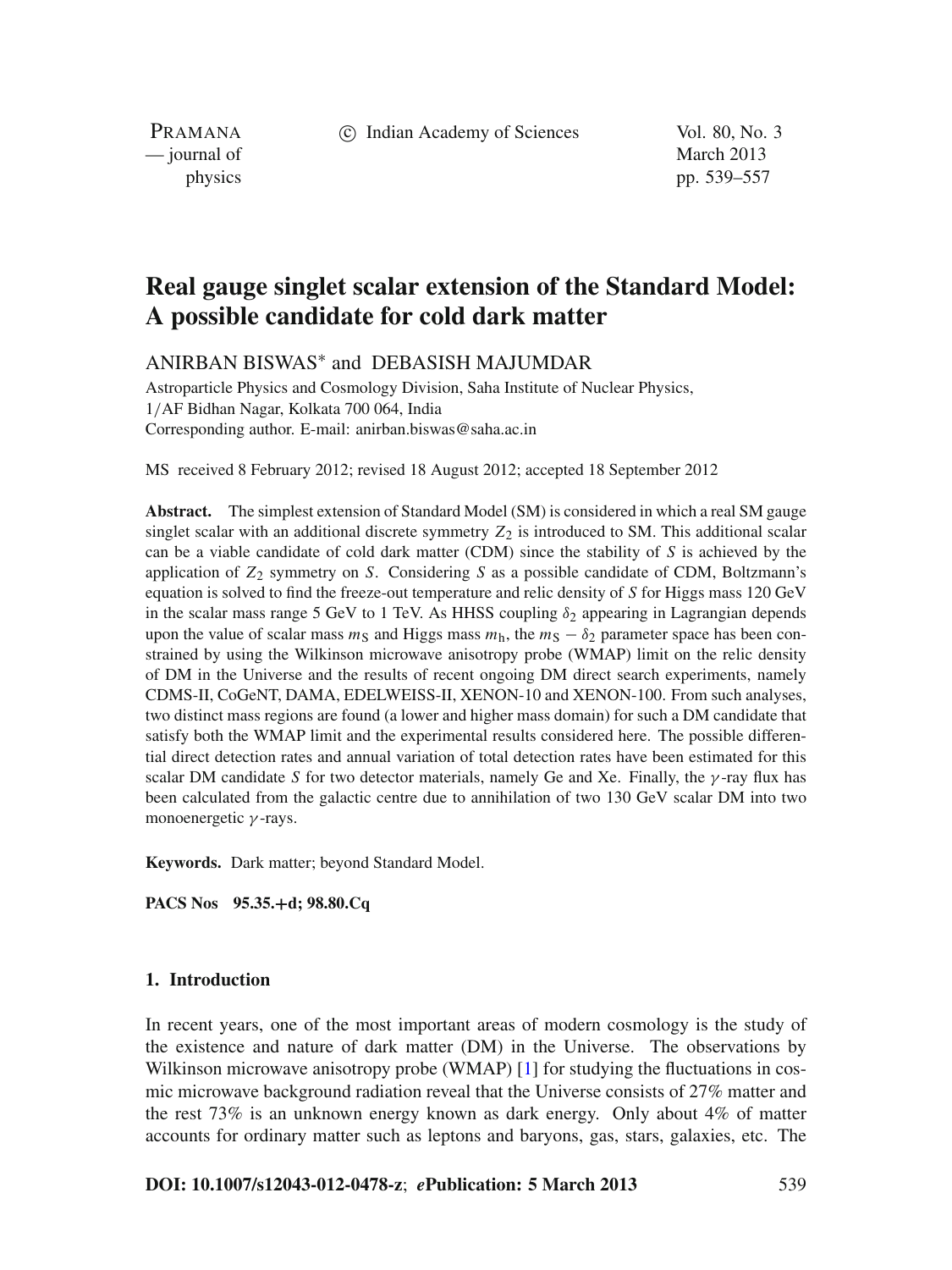# Real gauge singlet scalar extension of the Standard Model: A possible candidate for cold dark matter

ANIRBAN BISWAS* and DEBASISH MAJUMDAR

Astroparticle Physics and Cosmology Division, Saha Institute of Nuclear Physics, 1/AF Bidhan Nagar, Kolkata 700 064, India

Corresponding author. E-mail: anirban.biswas@saha.ac.in

MS received 8 February 2012; revised 18 August 2012; accepted 18 September 2012

**Abstract.** The simplest extension of Standard Model (SM) is considered in which a real SM gauge singlet scalar with an additional discrete symmetry $Z_2$ is introduced to SM. This additional scalar can be a viable candidate of cold dark matter (CDM) since the stability of $S$ is achieved by the application of $Z_2$ symmetry on $S$. Considering $S$ as a possible candidate of CDM, Boltzmann's equation is solved to find the freeze-out temperature and relic density of $S$ for Higgs mass 120 GeV in the scalar mass range 5 GeV to 1 TeV. As HHSS coupling $\delta_2$ appearing in Lagrangian depends upon the value of scalar mass $m_S$ and Higgs mass $m_h$, the $m_S - \delta_2$ parameter space has been constrained by using the Wilkinson microwave anisotropy probe (WMAP) limit on the relic density of DM in the Universe and the results of recent ongoing DM direct search experiments, namely CDMS-II, CoGeNT, DAMA, EDELWEISS-II, XENON-10 and XENON-100. From such analyses, two distinct mass regions are found (a lower and higher mass domain) for such a DM candidate that satisfy both the WMAP limit and the experimental results considered here. The possible differential direct detection rates and annual variation of total detection rates have been estimated for this scalar DM candidate $S$ for two detector materials, namely Ge and Xe. Finally, the $\gamma$-ray flux has been calculated from the galactic centre due to annihilation of two 130 GeV scalar DM into two monoenergetic $\gamma$-rays.

**Keywords.** Dark matter; beyond Standard Model.

**PACS Nos** 95.35.+d; 98.80.Cq

## 1. Introduction

In recent years, one of the most important areas of modern cosmology is the study of the existence and nature of dark matter (DM) in the Universe. The observations by Wilkinson microwave anisotropy probe (WMAP) [1] for studying the fluctuations in cosmic microwave background radiation reveal that the Universe consists of 27% matter and the rest 73% is an unknown energy known as dark energy. Only about 4% of matter accounts for ordinary matter such as leptons and baryons, gas, stars, galaxies, etc. The

**DOI: 10.1007/s12043-012-0478-z**; ***e*Publication: 5 March 2013**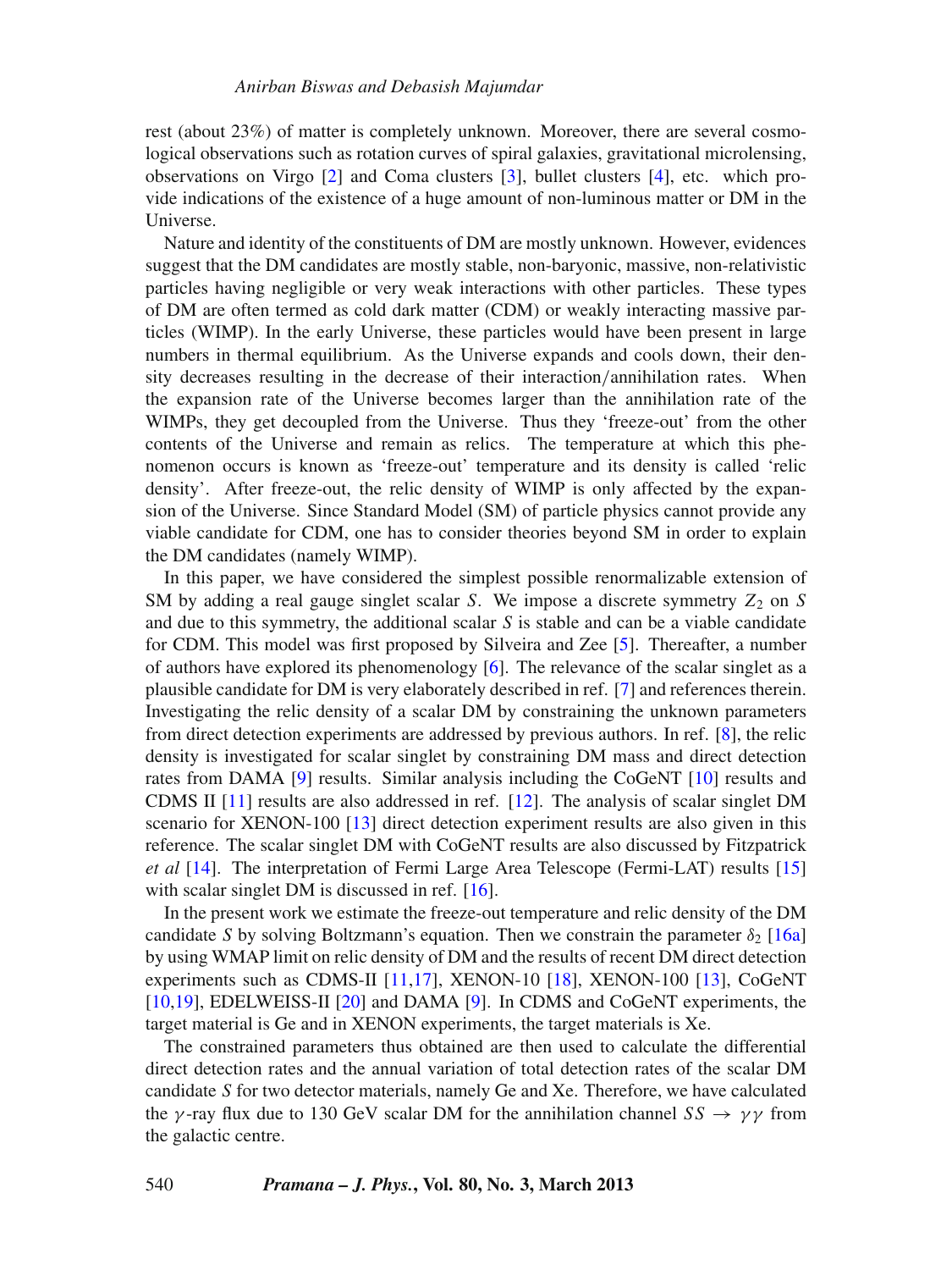rest (about 23%) of matter is completely unknown. Moreover, there are several cosmological observations such as rotation curves of spiral galaxies, gravitational microlensing, observations on Virgo [2] and Coma clusters [3], bullet clusters [4], etc. which provide indications of the existence of a huge amount of non-luminous matter or DM in the Universe.

Nature and identity of the constituents of DM are mostly unknown. However, evidences suggest that the DM candidates are mostly stable, non-baryonic, massive, non-relativistic particles having negligible or very weak interactions with other particles. These types of DM are often termed as cold dark matter (CDM) or weakly interacting massive particles (WIMP). In the early Universe, these particles would have been present in large numbers in thermal equilibrium. As the Universe expands and cools down, their density decreases resulting in the decrease of their interaction/annihilation rates. When the expansion rate of the Universe becomes larger than the annihilation rate of the WIMPs, they get decoupled from the Universe. Thus they 'freeze-out' from the other contents of the Universe and remain as relics. The temperature at which this phenomenon occurs is known as 'freeze-out' temperature and its density is called 'relic density'. After freeze-out, the relic density of WIMP is only affected by the expansion of the Universe. Since Standard Model (SM) of particle physics cannot provide any viable candidate for CDM, one has to consider theories beyond SM in order to explain the DM candidates (namely WIMP).

In this paper, we have considered the simplest possible renormalizable extension of SM by adding a real gauge singlet scalar $S$. We impose a discrete symmetry $Z_2$ on $S$ and due to this symmetry, the additional scalar $S$ is stable and can be a viable candidate for CDM. This model was first proposed by Silveira and Zee [5]. Thereafter, a number of authors have explored its phenomenology [6]. The relevance of the scalar singlet as a plausible candidate for DM is very elaborately described in ref. [7] and references therein. Investigating the relic density of a scalar DM by constraining the unknown parameters from direct detection experiments are addressed by previous authors. In ref. [8], the relic density is investigated for scalar singlet by constraining DM mass and direct detection rates from DAMA [9] results. Similar analysis including the CoGeNT [10] results and CDMS II [11] results are also addressed in ref. [12]. The analysis of scalar singlet DM scenario for XENON-100 [13] direct detection experiment results are also given in this reference. The scalar singlet DM with CoGeNT results are also discussed by Fitzpatrick *et al* [14]. The interpretation of Fermi Large Area Telescope (Fermi-LAT) results [15] with scalar singlet DM is discussed in ref. [16].

In the present work we estimate the freeze-out temperature and relic density of the DM candidate $S$ by solving Boltzmann's equation. Then we constrain the parameter $\delta_2$ [16a] by using WMAP limit on relic density of DM and the results of recent DM direct detection experiments such as CDMS-II [11,17], XENON-10 [18], XENON-100 [13], CoGeNT [10,19], EDELWEISS-II [20] and DAMA [9]. In CDMS and CoGeNT experiments, the target material is Ge and in XENON experiments, the target materials is Xe.

The constrained parameters thus obtained are then used to calculate the differential direct detection rates and the annual variation of total detection rates of the scalar DM candidate $S$ for two detector materials, namely Ge and Xe. Therefore, we have calculated the $\gamma$-ray flux due to 130 GeV scalar DM for the annihilation channel $SS \to \gamma\gamma$ from the galactic centre.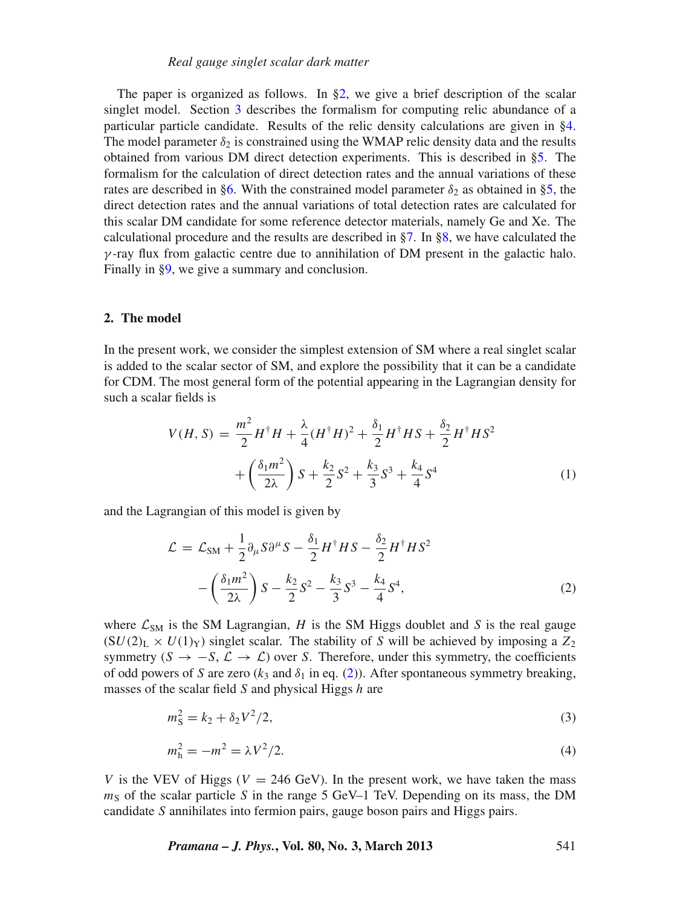The paper is organized as follows. In §2, we give a brief description of the scalar singlet model. Section 3 describes the formalism for computing relic abundance of a particular particle candidate. Results of the relic density calculations are given in §4. The model parameter $\delta_2$ is constrained using the WMAP relic density data and the results obtained from various DM direct detection experiments. This is described in §5. The formalism for the calculation of direct detection rates and the annual variations of these rates are described in §6. With the constrained model parameter $\delta_2$ as obtained in §5, the direct detection rates and the annual variations of total detection rates are calculated for this scalar DM candidate for some reference detector materials, namely Ge and Xe. The calculational procedure and the results are described in §7. In §8, we have calculated the $\gamma$-ray flux from galactic centre due to annihilation of DM present in the galactic halo. Finally in §9, we give a summary and conclusion.

## 2. The model

In the present work, we consider the simplest extension of SM where a real singlet scalar is added to the scalar sector of SM, and explore the possibility that it can be a candidate for CDM. The most general form of the potential appearing in the Lagrangian density for such a scalar fields is

$$
\begin{aligned}
V(H, S) = {} & \frac{m^2}{2} H^\dagger H + \frac{\lambda}{4}(H^\dagger H)^2 + \frac{\delta_1}{2} H^\dagger H S + \frac{\delta_2}{2} H^\dagger H S^2 \\
& + \left(\frac{\delta_1 m^2}{2\lambda}\right) S + \frac{k_2}{2} S^2 + \frac{k_3}{3} S^3 + \frac{k_4}{4} S^4
\end{aligned} \tag{1}
$$

and the Lagrangian of this model is given by

$$
\begin{aligned}
\mathcal{L} = {} & \mathcal{L}_{\mathrm{SM}} + \frac{1}{2}\partial_\mu S \partial^\mu S - \frac{\delta_1}{2} H^\dagger H S - \frac{\delta_2}{2} H^\dagger H S^2 \\
& - \left(\frac{\delta_1 m^2}{2\lambda}\right) S - \frac{k_2}{2} S^2 - \frac{k_3}{3} S^3 - \frac{k_4}{4} S^4,
\end{aligned} \tag{2}
$$

where $\mathcal{L}_{\mathrm{SM}}$ is the SM Lagrangian, $H$ is the SM Higgs doublet and $S$ is the real gauge ($SU(2)_{\mathrm{L}} \times U(1)_{\mathrm{Y}}$) singlet scalar. The stability of $S$ will be achieved by imposing a $Z_2$ symmetry ($S \to -S$, $\mathcal{L} \to \mathcal{L}$) over $S$. Therefore, under this symmetry, the coefficients of odd powers of $S$ are zero ($k_3$ and $\delta_1$ in eq. (2)). After spontaneous symmetry breaking, masses of the scalar field $S$ and physical Higgs $h$ are

$$
m_{\mathrm{S}}^2 = k_2 + \delta_2 V^2/2, \tag{3}
$$

$$
m_{\mathrm{h}}^2 = -m^2 = \lambda V^2/2. \tag{4}
$$

$V$ is the VEV of Higgs ($V = 246$ GeV). In the present work, we have taken the mass $m_{\mathrm{S}}$ of the scalar particle $S$ in the range 5 GeV–1 TeV. Depending on its mass, the DM candidate $S$ annihilates into fermion pairs, gauge boson pairs and Higgs pairs.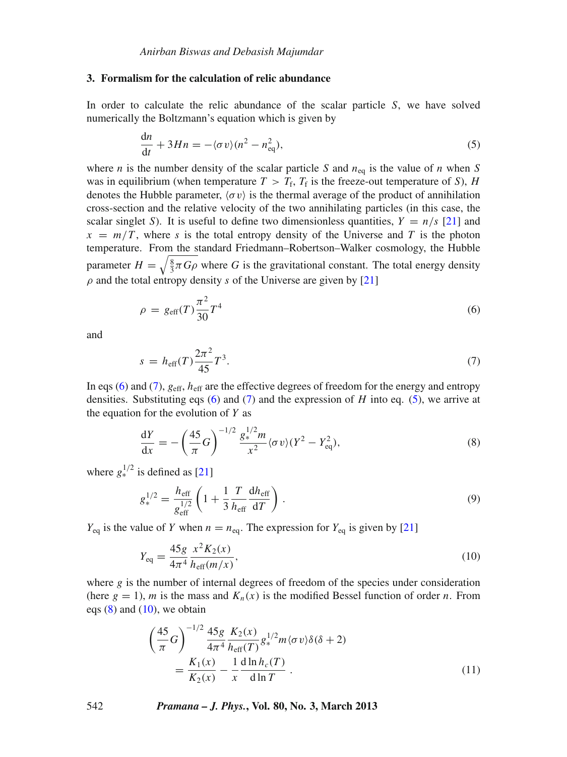## 3. Formalism for the calculation of relic abundance

In order to calculate the relic abundance of the scalar particle $S$, we have solved numerically the Boltzmann's equation which is given by

$$\frac{\mathrm{d}n}{\mathrm{d}t} + 3Hn = -\langle\sigma v\rangle(n^2 - n_{\mathrm{eq}}^2), \tag{5}$$

where $n$ is the number density of the scalar particle $S$ and $n_{\mathrm{eq}}$ is the value of $n$ when $S$ was in equilibrium (when temperature $T > T_{\mathrm{f}}$, $T_{\mathrm{f}}$ is the freeze-out temperature of $S$), $H$ denotes the Hubble parameter, $\langle\sigma v\rangle$ is the thermal average of the product of annihilation cross-section and the relative velocity of the two annihilating particles (in this case, the scalar singlet $S$). It is useful to define two dimensionless quantities, $Y = n/s$ [21] and $x = m/T$, where $s$ is the total entropy density of the Universe and $T$ is the photon temperature. From the standard Friedmann–Robertson–Walker cosmology, the Hubble parameter $H = \sqrt{\frac{8}{3}\pi G\rho}$ where $G$ is the gravitational constant. The total energy density $\rho$ and the total entropy density $s$ of the Universe are given by [21]

$$\rho = g_{\mathrm{eff}}(T)\frac{\pi^2}{30}T^4 \tag{6}$$

and

$$s = h_{\mathrm{eff}}(T)\frac{2\pi^2}{45}T^3. \tag{7}$$

In eqs (6) and (7), $g_{\mathrm{eff}}$, $h_{\mathrm{eff}}$ are the effective degrees of freedom for the energy and entropy densities. Substituting eqs (6) and (7) and the expression of $H$ into eq. (5), we arrive at the equation for the evolution of $Y$ as

$$\frac{\mathrm{d}Y}{\mathrm{d}x} = -\left(\frac{45}{\pi}G\right)^{-1/2}\frac{g_*^{1/2}m}{x^2}\langle\sigma v\rangle(Y^2 - Y_{\mathrm{eq}}^2), \tag{8}$$

where $g_*^{1/2}$ is defined as [21]

$$g_*^{1/2} = \frac{h_{\mathrm{eff}}}{g_{\mathrm{eff}}^{1/2}}\left(1 + \frac{1}{3}\frac{T}{h_{\mathrm{eff}}}\frac{\mathrm{d}h_{\mathrm{eff}}}{\mathrm{d}T}\right). \tag{9}$$

$Y_{\mathrm{eq}}$ is the value of $Y$ when $n = n_{\mathrm{eq}}$. The expression for $Y_{\mathrm{eq}}$ is given by [21]

$$Y_{\mathrm{eq}} = \frac{45g}{4\pi^4}\frac{x^2K_2(x)}{h_{\mathrm{eff}}(m/x)}, \tag{10}$$

where $g$ is the number of internal degrees of freedom of the species under consideration (here $g = 1$), $m$ is the mass and $K_n(x)$ is the modified Bessel function of order $n$. From eqs (8) and (10), we obtain

$$\left(\frac{45}{\pi}G\right)^{-1/2}\frac{45g}{4\pi^4}\frac{K_2(x)}{h_{\mathrm{eff}}(T)}g_*^{1/2}m\langle\sigma v\rangle\delta(\delta+2) = \frac{K_1(x)}{K_2(x)} - \frac{1}{x}\frac{\mathrm{d}\ln h_c(T)}{\mathrm{d}\ln T}. \tag{11}$$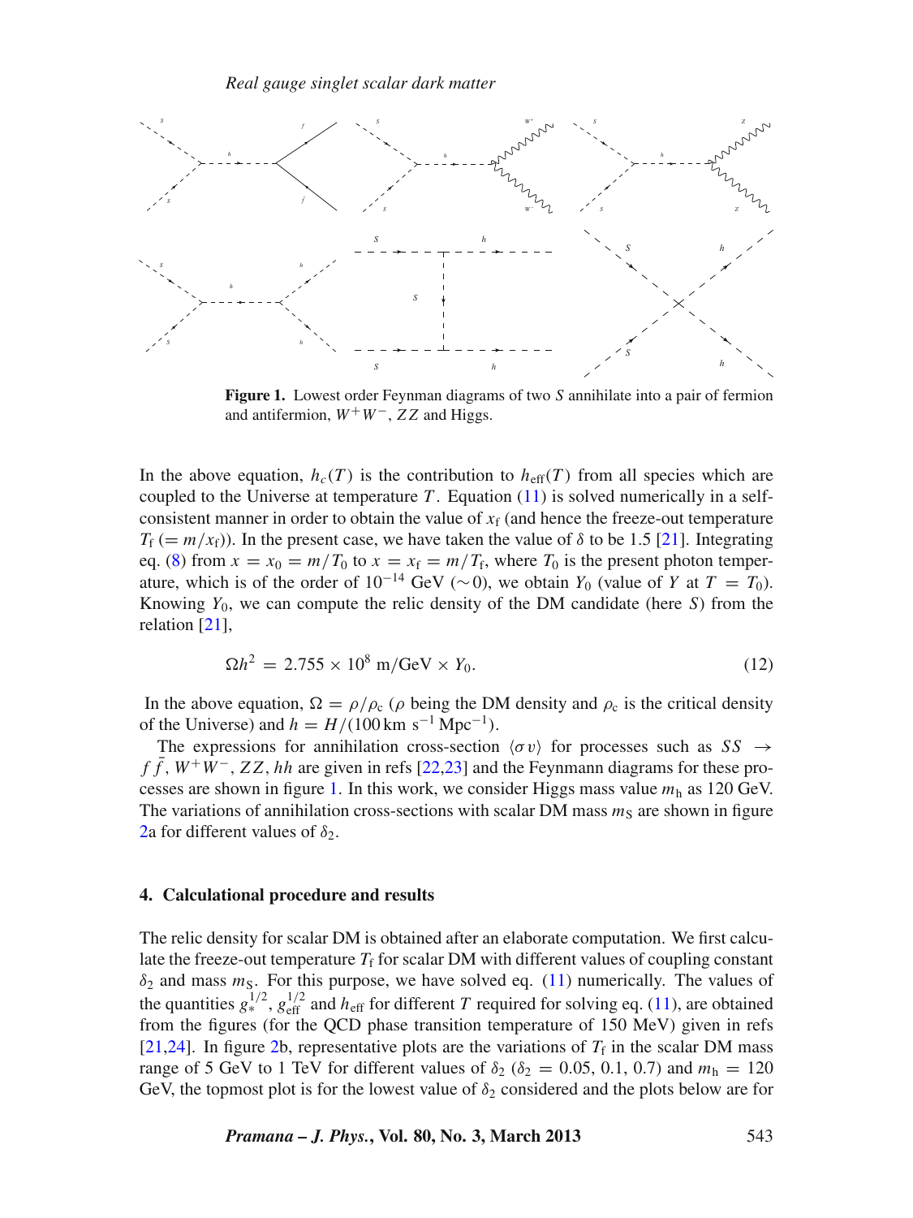**Figure 1.** Lowest order Feynman diagrams of two $S$ annihilate into a pair of fermion and antifermion, $W^+W^-$, $ZZ$ and Higgs.

In the above equation, $h_c(T)$ is the contribution to $h_{\text{eff}}(T)$ from all species which are coupled to the Universe at temperature $T$. Equation (11) is solved numerically in a self-consistent manner in order to obtain the value of $x_{\text{f}}$ (and hence the freeze-out temperature $T_{\text{f}}$ $(= m/x_{\text{f}})$). In the present case, we have taken the value of $\delta$ to be 1.5 [21]. Integrating eq. (8) from $x = x_0 = m/T_0$ to $x = x_{\text{f}} = m/T_{\text{f}}$, where $T_0$ is the present photon temperature, which is of the order of $10^{-14}$ GeV ($\sim 0$), we obtain $Y_0$ (value of $Y$ at $T = T_0$). Knowing $Y_0$, we can compute the relic density of the DM candidate (here $S$) from the relation [21],

$$\Omega h^2 = 2.755 \times 10^8 \text{ m/GeV} \times Y_0. \tag{12}$$

In the above equation, $\Omega = \rho/\rho_{\text{c}}$ ($\rho$ being the DM density and $\rho_{\text{c}}$ is the critical density of the Universe) and $h = H/(100 \,\text{km s}^{-1}\,\text{Mpc}^{-1})$.

The expressions for annihilation cross-section $\langle \sigma v \rangle$ for processes such as $SS \rightarrow f\bar{f}$, $W^+W^-$, $ZZ$, $hh$ are given in refs [22,23] and the Feynmann diagrams for these processes are shown in figure 1. In this work, we consider Higgs mass value $m_{\text{h}}$ as 120 GeV. The variations of annihilation cross-sections with scalar DM mass $m_{\text{S}}$ are shown in figure 2a for different values of $\delta_2$.

## 4. Calculational procedure and results

The relic density for scalar DM is obtained after an elaborate computation. We first calculate the freeze-out temperature $T_{\text{f}}$ for scalar DM with different values of coupling constant $\delta_2$ and mass $m_{\text{S}}$. For this purpose, we have solved eq. (11) numerically. The values of the quantities $g_*^{1/2}$, $g_{\text{eff}}^{1/2}$ and $h_{\text{eff}}$ for different $T$ required for solving eq. (11), are obtained from the figures (for the QCD phase transition temperature of 150 MeV) given in refs [21,24]. In figure 2b, representative plots are the variations of $T_{\text{f}}$ in the scalar DM mass range of 5 GeV to 1 TeV for different values of $\delta_2$ ($\delta_2 = 0.05, 0.1, 0.7$) and $m_{\text{h}} = 120$ GeV, the topmost plot is for the lowest value of $\delta_2$ considered and the plots below are for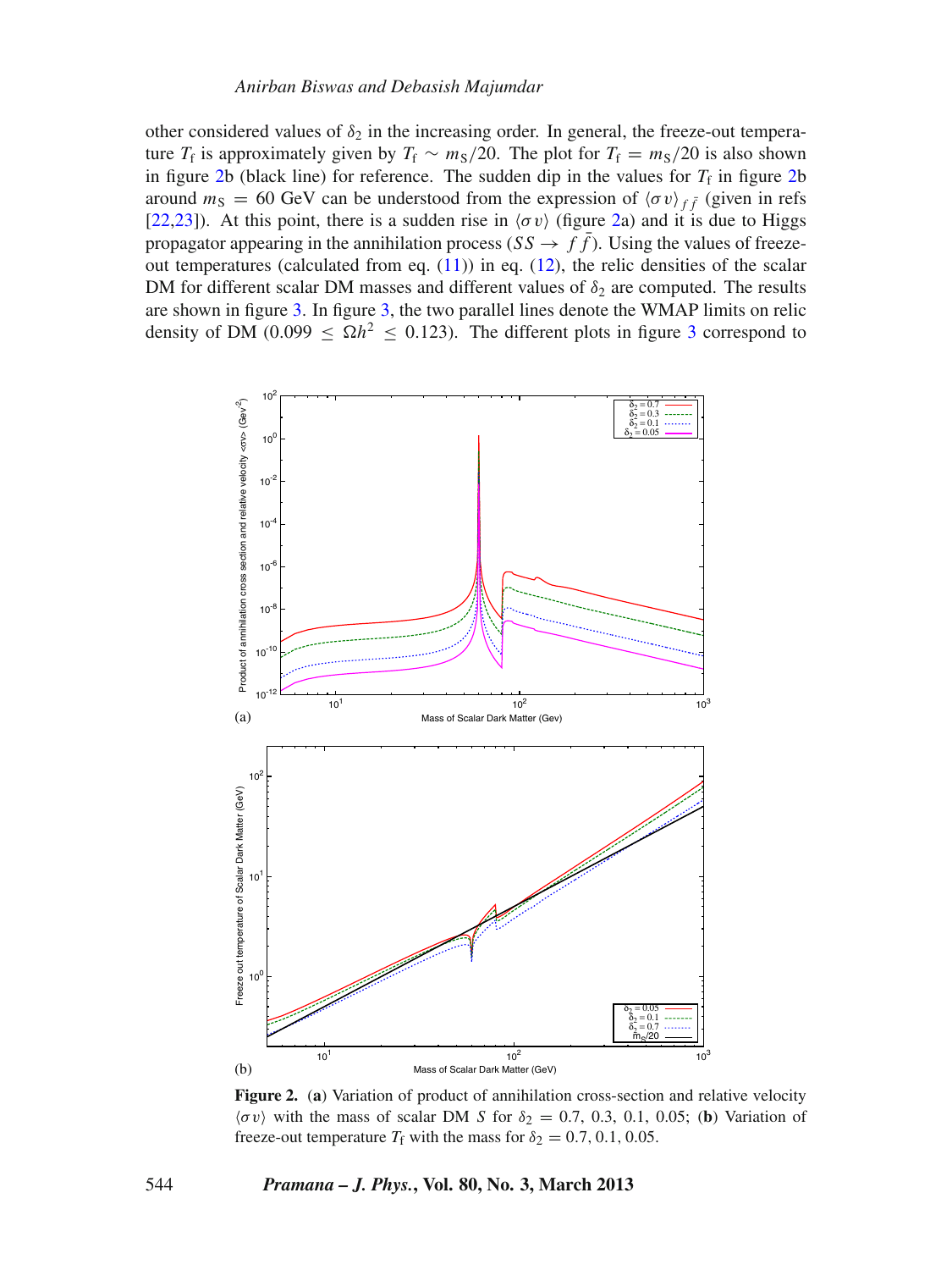other considered values of $\delta_2$ in the increasing order. In general, the freeze-out temperature $T_f$ is approximately given by $T_f \sim m_S/20$. The plot for $T_f = m_S/20$ is also shown in figure 2b (black line) for reference. The sudden dip in the values for $T_f$ in figure 2b around $m_S = 60$ GeV can be understood from the expression of $\langle \sigma v \rangle_{f\bar{f}}$ (given in refs [22,23]). At this point, there is a sudden rise in $\langle \sigma v \rangle$ (figure 2a) and it is due to Higgs propagator appearing in the annihilation process ($SS \rightarrow f\bar{f}$). Using the values of freeze-out temperatures (calculated from eq. (11)) in eq. (12), the relic densities of the scalar DM for different scalar DM masses and different values of $\delta_2$ are computed. The results are shown in figure 3. In figure 3, the two parallel lines denote the WMAP limits on relic density of DM ($0.099 \leq \Omega h^2 \leq 0.123$). The different plots in figure 3 correspond to

**Figure 2.** (**a**) Variation of product of annihilation cross-section and relative velocity $\langle \sigma v \rangle$ with the mass of scalar DM $S$ for $\delta_2 = 0.7, 0.3, 0.1, 0.05$; (**b**) Variation of freeze-out temperature $T_f$ with the mass for $\delta_2 = 0.7, 0.1, 0.05$.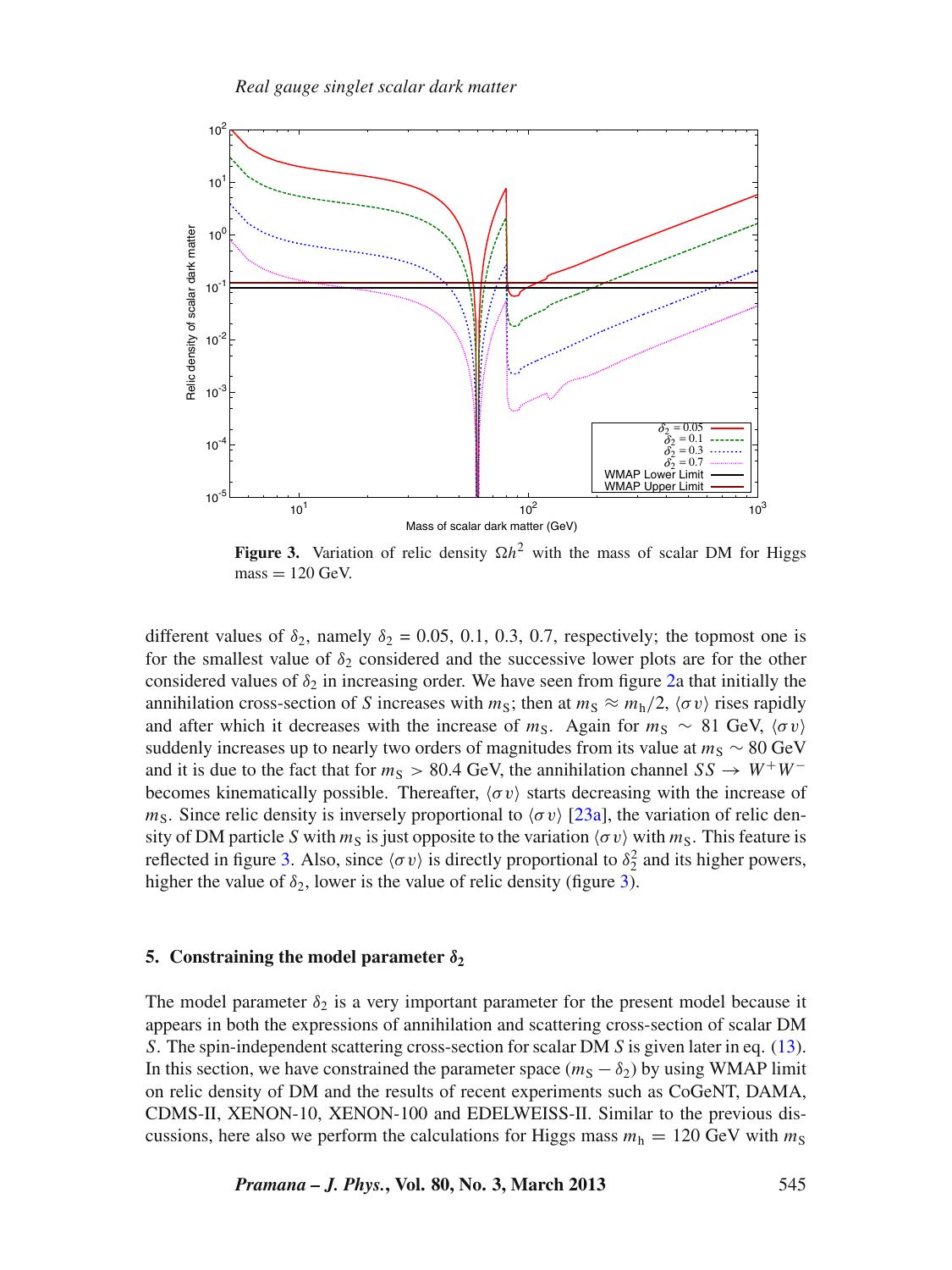**Figure 3.** Variation of relic density $\Omega h^2$ with the mass of scalar DM for Higgs mass = 120 GeV.

different values of $\delta_2$, namely $\delta_2 = 0.05, 0.1, 0.3, 0.7$, respectively; the topmost one is for the smallest value of $\delta_2$ considered and the successive lower plots are for the other considered values of $\delta_2$ in increasing order. We have seen from figure 2a that initially the annihilation cross-section of $S$ increases with $m_S$; then at $m_S \approx m_h/2$, $\langle \sigma v \rangle$ rises rapidly and after which it decreases with the increase of $m_S$. Again for $m_S \sim 81$ GeV, $\langle \sigma v \rangle$ suddenly increases up to nearly two orders of magnitudes from its value at $m_S \sim 80$ GeV and it is due to the fact that for $m_S > 80.4$ GeV, the annihilation channel $SS \rightarrow W^+W^-$ becomes kinematically possible. Thereafter, $\langle \sigma v \rangle$ starts decreasing with the increase of $m_S$. Since relic density is inversely proportional to $\langle \sigma v \rangle$ [23a], the variation of relic density of DM particle $S$ with $m_S$ is just opposite to the variation $\langle \sigma v \rangle$ with $m_S$. This feature is reflected in figure 3. Also, since $\langle \sigma v \rangle$ is directly proportional to $\delta_2^2$ and its higher powers, higher the value of $\delta_2$, lower is the value of relic density (figure 3).

## 5. Constraining the model parameter $\delta_2$

The model parameter $\delta_2$ is a very important parameter for the present model because it appears in both the expressions of annihilation and scattering cross-section of scalar DM $S$. The spin-independent scattering cross-section for scalar DM $S$ is given later in eq. (13). In this section, we have constrained the parameter space ($m_S - \delta_2$) by using WMAP limit on relic density of DM and the results of recent experiments such as CoGeNT, DAMA, CDMS-II, XENON-10, XENON-100 and EDELWEISS-II. Similar to the previous discussions, here also we perform the calculations for Higgs mass $m_h = 120$ GeV with $m_S$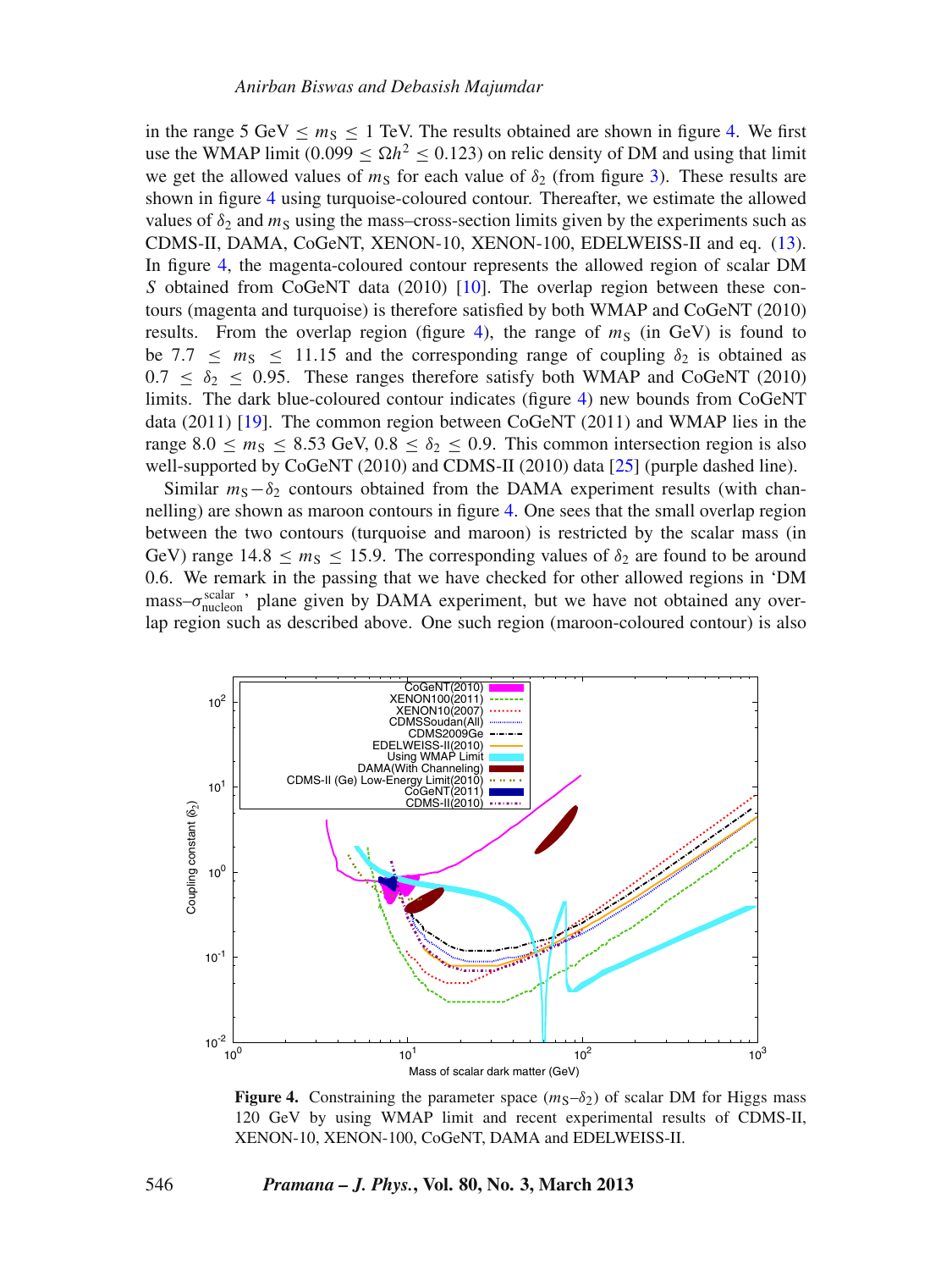in the range 5 GeV $\leq m_S \leq$ 1 TeV. The results obtained are shown in figure 4. We first use the WMAP limit ($0.099 \leq \Omega h^2 \leq 0.123$) on relic density of DM and using that limit we get the allowed values of $m_S$ for each value of $\delta_2$ (from figure 3). These results are shown in figure 4 using turquoise-coloured contour. Thereafter, we estimate the allowed values of $\delta_2$ and $m_S$ using the mass–cross-section limits given by the experiments such as CDMS-II, DAMA, CoGeNT, XENON-10, XENON-100, EDELWEISS-II and eq. (13). In figure 4, the magenta-coloured contour represents the allowed region of scalar DM $S$ obtained from CoGeNT data (2010) [10]. The overlap region between these contours (magenta and turquoise) is therefore satisfied by both WMAP and CoGeNT (2010) results. From the overlap region (figure 4), the range of $m_S$ (in GeV) is found to be $7.7 \leq m_S \leq 11.15$ and the corresponding range of coupling $\delta_2$ is obtained as $0.7 \leq \delta_2 \leq 0.95$. These ranges therefore satisfy both WMAP and CoGeNT (2010) limits. The dark blue-coloured contour indicates (figure 4) new bounds from CoGeNT data (2011) [19]. The common region between CoGeNT (2011) and WMAP lies in the range $8.0 \leq m_S \leq 8.53$ GeV, $0.8 \leq \delta_2 \leq 0.9$. This common intersection region is also well-supported by CoGeNT (2010) and CDMS-II (2010) data [25] (purple dashed line).

Similar $m_S - \delta_2$ contours obtained from the DAMA experiment results (with channelling) are shown as maroon contours in figure 4. One sees that the small overlap region between the two contours (turquoise and maroon) is restricted by the scalar mass (in GeV) range $14.8 \leq m_S \leq 15.9$. The corresponding values of $\delta_2$ are found to be around 0.6. We remark in the passing that we have checked for other allowed regions in 'DM mass–$\sigma^{\text{scalar}}_{\text{nucleon}}$' plane given by DAMA experiment, but we have not obtained any overlap region such as described above. One such region (maroon-coloured contour) is also

**Figure 4.** Constraining the parameter space ($m_S$–$\delta_2$) of scalar DM for Higgs mass 120 GeV by using WMAP limit and recent experimental results of CDMS-II, XENON-10, XENON-100, CoGeNT, DAMA and EDELWEISS-II.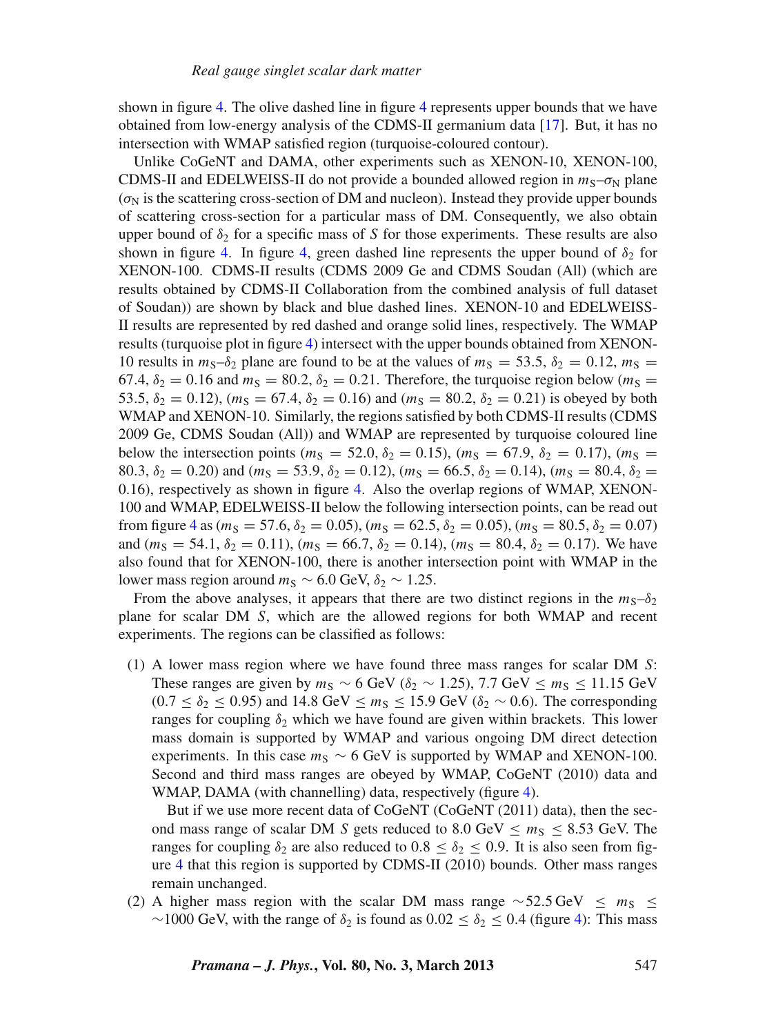shown in figure 4. The olive dashed line in figure 4 represents upper bounds that we have obtained from low-energy analysis of the CDMS-II germanium data [17]. But, it has no intersection with WMAP satisfied region (turquoise-coloured contour).

Unlike CoGeNT and DAMA, other experiments such as XENON-10, XENON-100, CDMS-II and EDELWEISS-II do not provide a bounded allowed region in $m_S$–$\sigma_N$ plane ($\sigma_N$ is the scattering cross-section of DM and nucleon). Instead they provide upper bounds of scattering cross-section for a particular mass of DM. Consequently, we also obtain upper bound of $\delta_2$ for a specific mass of $S$ for those experiments. These results are also shown in figure 4. In figure 4, green dashed line represents the upper bound of $\delta_2$ for XENON-100. CDMS-II results (CDMS 2009 Ge and CDMS Soudan (All) (which are results obtained by CDMS-II Collaboration from the combined analysis of full dataset of Soudan)) are shown by black and blue dashed lines. XENON-10 and EDELWEISS-II results are represented by red dashed and orange solid lines, respectively. The WMAP results (turquoise plot in figure 4) intersect with the upper bounds obtained from XENON-10 results in $m_S$–$\delta_2$ plane are found to be at the values of $m_S = 53.5$, $\delta_2 = 0.12$, $m_S = 67.4$, $\delta_2 = 0.16$ and $m_S = 80.2$, $\delta_2 = 0.21$. Therefore, the turquoise region below ($m_S = 53.5$, $\delta_2 = 0.12$), ($m_S = 67.4$, $\delta_2 = 0.16$) and ($m_S = 80.2$, $\delta_2 = 0.21$) is obeyed by both WMAP and XENON-10. Similarly, the regions satisfied by both CDMS-II results (CDMS 2009 Ge, CDMS Soudan (All)) and WMAP are represented by turquoise coloured line below the intersection points ($m_S = 52.0$, $\delta_2 = 0.15$), ($m_S = 67.9$, $\delta_2 = 0.17$), ($m_S = 80.3$, $\delta_2 = 0.20$) and ($m_S = 53.9$, $\delta_2 = 0.12$), ($m_S = 66.5$, $\delta_2 = 0.14$), ($m_S = 80.4$, $\delta_2 = 0.16$), respectively as shown in figure 4. Also the overlap regions of WMAP, XENON-100 and WMAP, EDELWEISS-II below the following intersection points, can be read out from figure 4 as ($m_S = 57.6$, $\delta_2 = 0.05$), ($m_S = 62.5$, $\delta_2 = 0.05$), ($m_S = 80.5$, $\delta_2 = 0.07$) and ($m_S = 54.1$, $\delta_2 = 0.11$), ($m_S = 66.7$, $\delta_2 = 0.14$), ($m_S = 80.4$, $\delta_2 = 0.17$). We have also found that for XENON-100, there is another intersection point with WMAP in the lower mass region around $m_S \sim 6.0$ GeV, $\delta_2 \sim 1.25$.

From the above analyses, it appears that there are two distinct regions in the $m_S$–$\delta_2$ plane for scalar DM $S$, which are the allowed regions for both WMAP and recent experiments. The regions can be classified as follows:

(1) A lower mass region where we have found three mass ranges for scalar DM $S$: These ranges are given by $m_S \sim 6$ GeV ($\delta_2 \sim 1.25$), 7.7 GeV $\leq m_S \leq$ 11.15 GeV ($0.7 \leq \delta_2 \leq 0.95$) and 14.8 GeV $\leq m_S \leq$ 15.9 GeV ($\delta_2 \sim 0.6$). The corresponding ranges for coupling $\delta_2$ which we have found are given within brackets. This lower mass domain is supported by WMAP and various ongoing DM direct detection experiments. In this case $m_S \sim 6$ GeV is supported by WMAP and XENON-100. Second and third mass ranges are obeyed by WMAP, CoGeNT (2010) data and WMAP, DAMA (with channelling) data, respectively (figure 4).

   But if we use more recent data of CoGeNT (CoGeNT (2011) data), then the second mass range of scalar DM $S$ gets reduced to 8.0 GeV $\leq m_S \leq$ 8.53 GeV. The ranges for coupling $\delta_2$ are also reduced to $0.8 \leq \delta_2 \leq 0.9$. It is also seen from figure 4 that this region is supported by CDMS-II (2010) bounds. Other mass ranges remain unchanged.

(2) A higher mass region with the scalar DM mass range $\sim$52.5 GeV $\leq m_S \leq$ $\sim$1000 GeV, with the range of $\delta_2$ is found as $0.02 \leq \delta_2 \leq 0.4$ (figure 4): This mass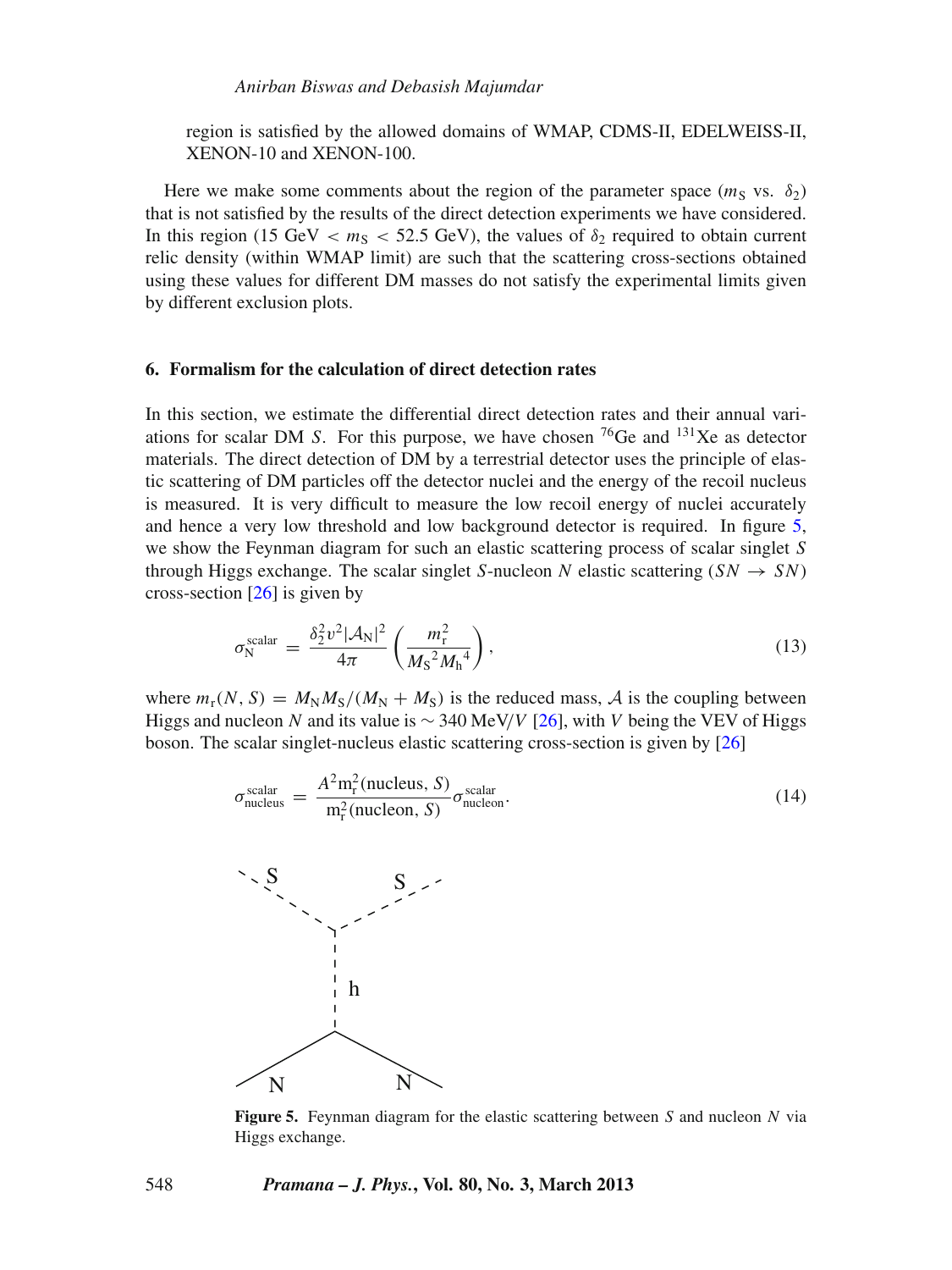region is satisfied by the allowed domains of WMAP, CDMS-II, EDELWEISS-II, XENON-10 and XENON-100.

Here we make some comments about the region of the parameter space ($m_S$ vs. $\delta_2$) that is not satisfied by the results of the direct detection experiments we have considered. In this region (15 GeV $< m_S <$ 52.5 GeV), the values of $\delta_2$ required to obtain current relic density (within WMAP limit) are such that the scattering cross-sections obtained using these values for different DM masses do not satisfy the experimental limits given by different exclusion plots.

### 6. Formalism for the calculation of direct detection rates

In this section, we estimate the differential direct detection rates and their annual variations for scalar DM $S$. For this purpose, we have chosen $^{76}$Ge and $^{131}$Xe as detector materials. The direct detection of DM by a terrestrial detector uses the principle of elastic scattering of DM particles off the detector nuclei and the energy of the recoil nucleus is measured. It is very difficult to measure the low recoil energy of nuclei accurately and hence a very low threshold and low background detector is required. In figure 5, we show the Feynman diagram for such an elastic scattering process of scalar singlet $S$ through Higgs exchange. The scalar singlet $S$-nucleon $N$ elastic scattering ($SN \rightarrow SN$) cross-section [26] is given by

$$\sigma_{\mathrm{N}}^{\mathrm{scalar}} = \frac{\delta_2^2 v^2 |\mathcal{A}_{\mathrm{N}}|^2}{4\pi} \left( \frac{m_{\mathrm{r}}^2}{{M_{\mathrm{S}}}^2 {M_{\mathrm{h}}}^4} \right), \tag{13}$$

where $m_{\mathrm{r}}(N, S) = M_{\mathrm{N}} M_{\mathrm{S}}/(M_{\mathrm{N}} + M_{\mathrm{S}})$ is the reduced mass, $\mathcal{A}$ is the coupling between Higgs and nucleon $N$ and its value is $\sim 340$ MeV$/V$ [26], with $V$ being the VEV of Higgs boson. The scalar singlet-nucleus elastic scattering cross-section is given by [26]

$$\sigma_{\mathrm{nucleus}}^{\mathrm{scalar}} = \frac{A^2 \mathrm{m}_{\mathrm{r}}^2(\mathrm{nucleus}, S)}{\mathrm{m}_{\mathrm{r}}^2(\mathrm{nucleon}, S)} \sigma_{\mathrm{nucleon}}^{\mathrm{scalar}}. \tag{14}$$

**Figure 5.** Feynman diagram for the elastic scattering between $S$ and nucleon $N$ via Higgs exchange.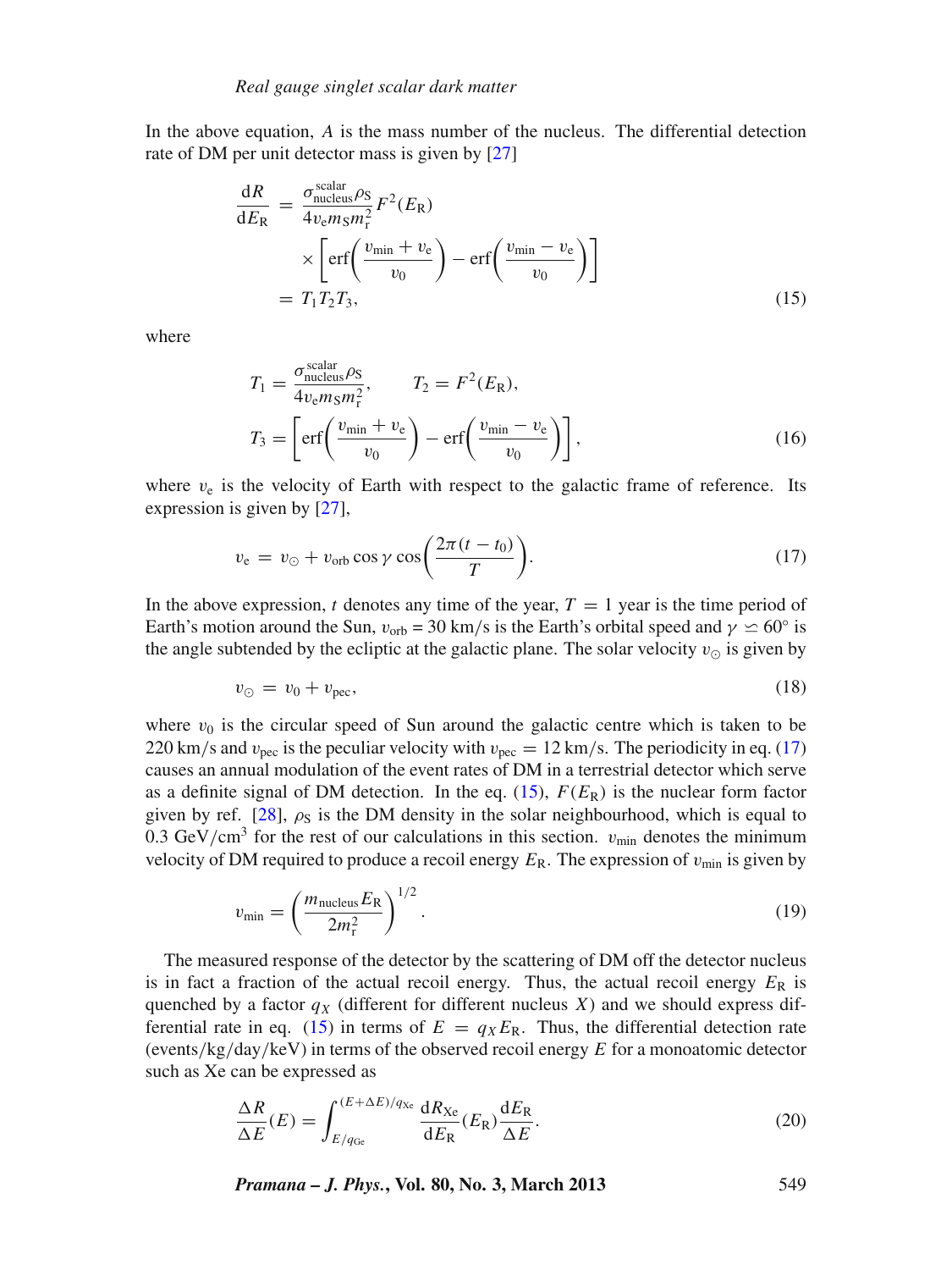In the above equation, $A$ is the mass number of the nucleus. The differential detection rate of DM per unit detector mass is given by [27]

$$
\begin{aligned}
\frac{\mathrm{d}R}{\mathrm{d}E_{\mathrm{R}}} &= \frac{\sigma^{\mathrm{scalar}}_{\mathrm{nucleus}}\rho_{\mathrm{S}}}{4v_{\mathrm{e}}m_{\mathrm{S}}m_{\mathrm{r}}^{2}}F^{2}(E_{\mathrm{R}}) \\
&\quad \times \left[\mathrm{erf}\left(\frac{v_{\min}+v_{\mathrm{e}}}{v_{0}}\right) - \mathrm{erf}\left(\frac{v_{\min}-v_{\mathrm{e}}}{v_{0}}\right)\right] \\
&= T_{1}T_{2}T_{3},
\end{aligned}
\tag{15}
$$

where

$$
\begin{aligned}
T_{1} &= \frac{\sigma^{\mathrm{scalar}}_{\mathrm{nucleus}}\rho_{\mathrm{S}}}{4v_{\mathrm{e}}m_{\mathrm{S}}m_{\mathrm{r}}^{2}}, \qquad T_{2} = F^{2}(E_{\mathrm{R}}), \\
T_{3} &= \left[\mathrm{erf}\left(\frac{v_{\min}+v_{\mathrm{e}}}{v_{0}}\right) - \mathrm{erf}\left(\frac{v_{\min}-v_{\mathrm{e}}}{v_{0}}\right)\right],
\end{aligned}
\tag{16}
$$

where $v_{\mathrm{e}}$ is the velocity of Earth with respect to the galactic frame of reference. Its expression is given by [27],

$$
v_{\mathrm{e}} = v_{\odot} + v_{\mathrm{orb}}\cos\gamma\cos\left(\frac{2\pi(t-t_{0})}{T}\right). \tag{17}
$$

In the above expression, $t$ denotes any time of the year, $T = 1$ year is the time period of Earth's motion around the Sun, $v_{\mathrm{orb}} = 30$ km/s is the Earth's orbital speed and $\gamma \simeq 60^{\circ}$ is the angle subtended by the ecliptic at the galactic plane. The solar velocity $v_{\odot}$ is given by

$$
v_{\odot} = v_{0} + v_{\mathrm{pec}}, \tag{18}
$$

where $v_{0}$ is the circular speed of Sun around the galactic centre which is taken to be 220 km/s and $v_{\mathrm{pec}}$ is the peculiar velocity with $v_{\mathrm{pec}} = 12$ km/s. The periodicity in eq. (17) causes an annual modulation of the event rates of DM in a terrestrial detector which serve as a definite signal of DM detection. In the eq. (15), $F(E_{\mathrm{R}})$ is the nuclear form factor given by ref. [28], $\rho_{\mathrm{S}}$ is the DM density in the solar neighbourhood, which is equal to 0.3 GeV/cm$^{3}$ for the rest of our calculations in this section. $v_{\min}$ denotes the minimum velocity of DM required to produce a recoil energy $E_{\mathrm{R}}$. The expression of $v_{\min}$ is given by

$$
v_{\min} = \left(\frac{m_{\mathrm{nucleus}}E_{\mathrm{R}}}{2m_{\mathrm{r}}^{2}}\right)^{1/2}. \tag{19}
$$

The measured response of the detector by the scattering of DM off the detector nucleus is in fact a fraction of the actual recoil energy. Thus, the actual recoil energy $E_{\mathrm{R}}$ is quenched by a factor $q_{X}$ (different for different nucleus $X$) and we should express differential rate in eq. (15) in terms of $E = q_{X}E_{\mathrm{R}}$. Thus, the differential detection rate (events/kg/day/keV) in terms of the observed recoil energy $E$ for a monoatomic detector such as Xe can be expressed as

$$
\frac{\Delta R}{\Delta E}(E) = \int_{E/q_{\mathrm{Ge}}}^{(E+\Delta E)/q_{\mathrm{Xe}}} \frac{\mathrm{d}R_{\mathrm{Xe}}}{\mathrm{d}E_{\mathrm{R}}}(E_{\mathrm{R}})\frac{\mathrm{d}E_{\mathrm{R}}}{\Delta E}. \tag{20}
$$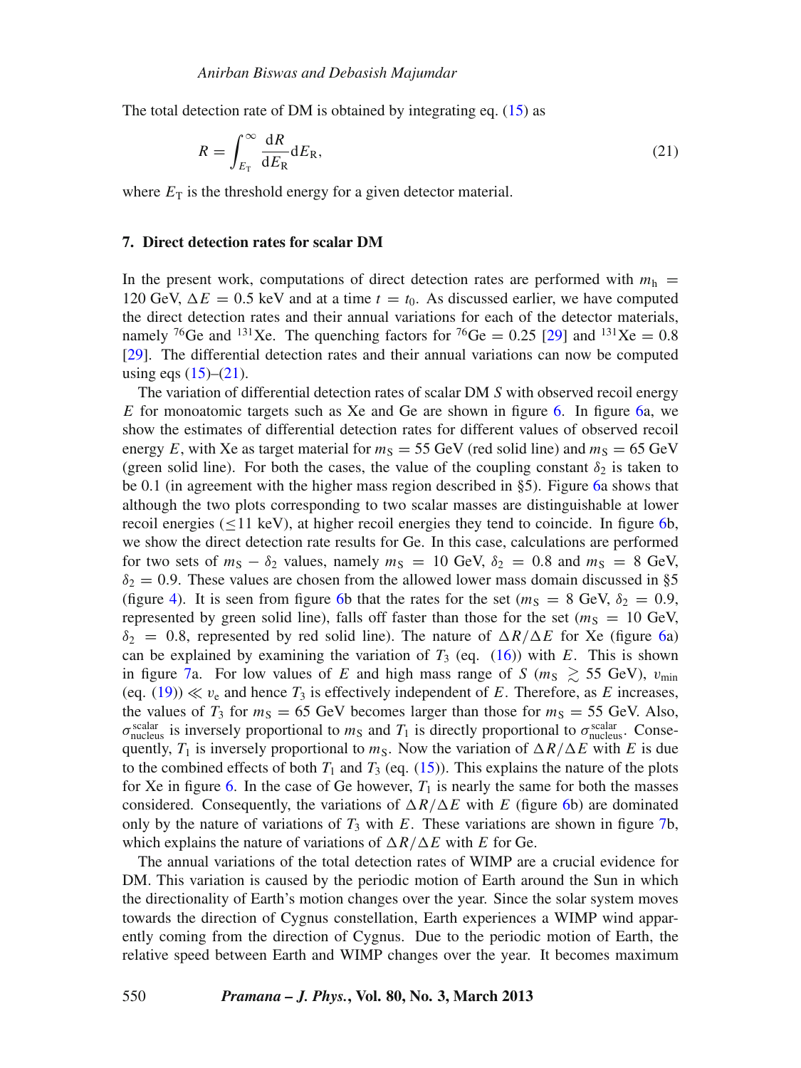The total detection rate of DM is obtained by integrating eq. (15) as

$$R = \int_{E_{\mathrm{T}}}^{\infty} \frac{\mathrm{d}R}{\mathrm{d}E_{\mathrm{R}}} \mathrm{d}E_{\mathrm{R}}, \tag{21}$$

where $E_{\mathrm{T}}$ is the threshold energy for a given detector material.

## 7. Direct detection rates for scalar DM

In the present work, computations of direct detection rates are performed with $m_{\mathrm{h}} = 120$ GeV, $\Delta E = 0.5$ keV and at a time $t = t_0$. As discussed earlier, we have computed the direct detection rates and their annual variations for each of the detector materials, namely $^{76}$Ge and $^{131}$Xe. The quenching factors for $^{76}$Ge $= 0.25$ [29] and $^{131}$Xe $= 0.8$ [29]. The differential detection rates and their annual variations can now be computed using eqs (15)–(21).

The variation of differential detection rates of scalar DM $S$ with observed recoil energy $E$ for monoatomic targets such as Xe and Ge are shown in figure 6. In figure 6a, we show the estimates of differential detection rates for different values of observed recoil energy $E$, with Xe as target material for $m_{\mathrm{S}} = 55$ GeV (red solid line) and $m_{\mathrm{S}} = 65$ GeV (green solid line). For both the cases, the value of the coupling constant $\delta_2$ is taken to be 0.1 (in agreement with the higher mass region described in §5). Figure 6a shows that although the two plots corresponding to two scalar masses are distinguishable at lower recoil energies ($\leq 11$ keV), at higher recoil energies they tend to coincide. In figure 6b, we show the direct detection results for Ge. In this case, calculations are performed for two sets of $m_{\mathrm{S}} - \delta_2$ values, namely $m_{\mathrm{S}} = 10$ GeV, $\delta_2 = 0.8$ and $m_{\mathrm{S}} = 8$ GeV, $\delta_2 = 0.9$. These values are chosen from the allowed lower mass domain discussed in §5 (figure 4). It is seen from figure 6b that the rates for the set ($m_{\mathrm{S}} = 8$ GeV, $\delta_2 = 0.9$, represented by green solid line), falls off faster than those for the set ($m_{\mathrm{S}} = 10$ GeV, $\delta_2 = 0.8$, represented by red solid line). The nature of $\Delta R/\Delta E$ for Xe (figure 6a) can be explained by examining the variation of $T_3$ (eq. (16)) with $E$. This is shown in figure 7a. For low values of $E$ and high mass range of $S$ ($m_{\mathrm{S}} \gtrsim 55$ GeV), $v_{\mathrm{min}}$ (eq. (19)) $\ll v_{\mathrm{e}}$ and hence $T_3$ is effectively independent of $E$. Therefore, as $E$ increases, the values of $T_3$ for $m_{\mathrm{S}} = 65$ GeV becomes larger than those for $m_{\mathrm{S}} = 55$ GeV. Also, $\sigma^{\mathrm{scalar}}_{\mathrm{nucleus}}$ is inversely proportional to $m_{\mathrm{S}}$ and $T_1$ is directly proportional to $\sigma^{\mathrm{scalar}}_{\mathrm{nucleus}}$. Consequently, $T_1$ is inversely proportional to $m_{\mathrm{S}}$. Now the variation of $\Delta R/\Delta E$ with $E$ is due to the combined effects of both $T_1$ and $T_3$ (eq. (15)). This explains the nature of the plots for Xe in figure 6. In the case of Ge however, $T_1$ is nearly the same for both the masses considered. Consequently, the variations of $\Delta R/\Delta E$ with $E$ (figure 6b) are dominated only by the nature of variations of $T_3$ with $E$. These variations are shown in figure 7b, which explains the nature of variations of $\Delta R/\Delta E$ with $E$ for Ge.

The annual variations of the total detection rates of WIMP are a crucial evidence for DM. This variation is caused by the periodic motion of Earth around the Sun in which the directionality of Earth's motion changes over the year. Since the solar system moves towards the direction of Cygnus constellation, Earth experiences a WIMP wind apparently coming from the direction of Cygnus. Due to the periodic motion of Earth, the relative speed between Earth and WIMP changes over the year. It becomes maximum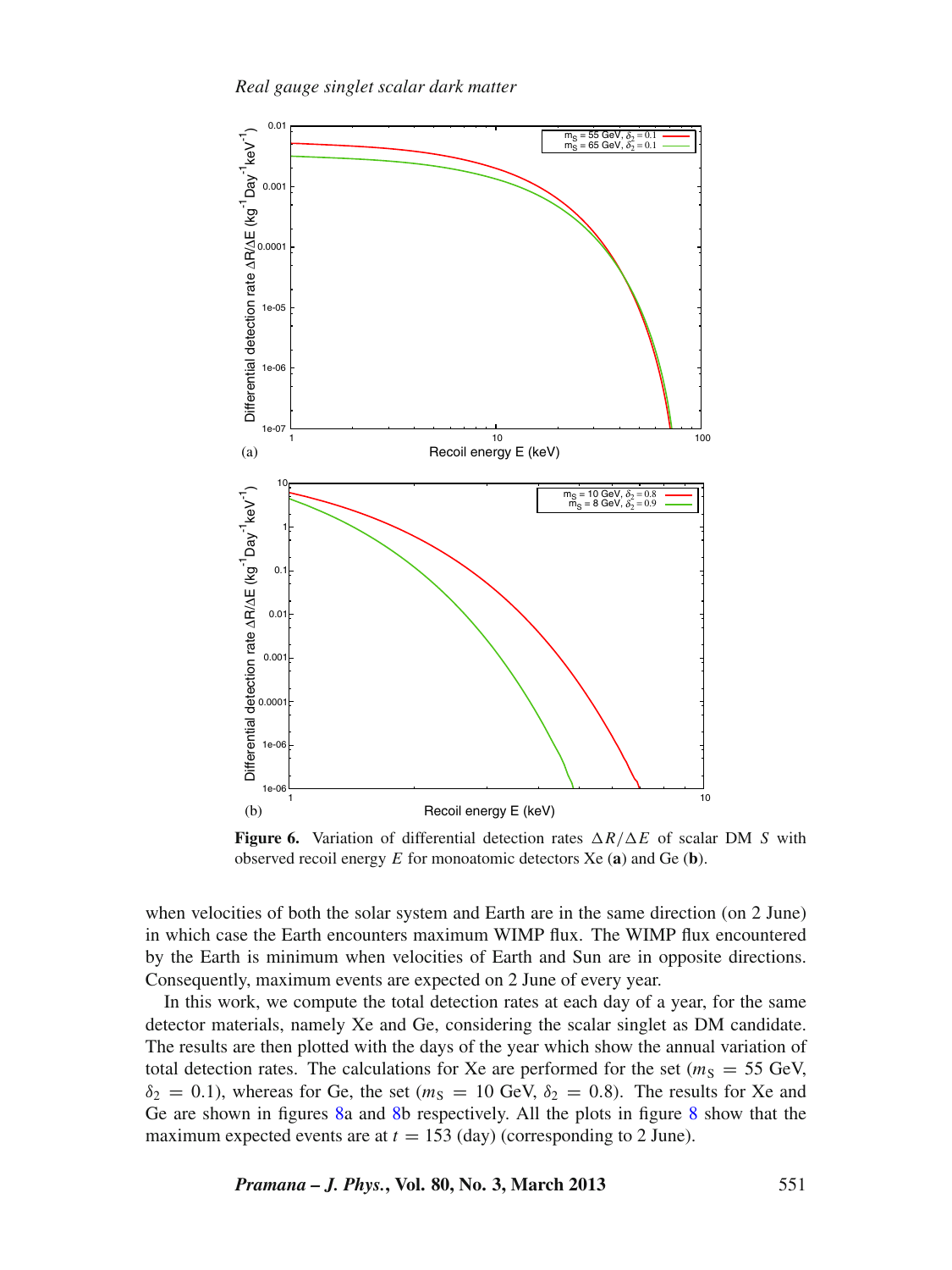**Figure 6.** Variation of differential detection rates $\Delta R/\Delta E$ of scalar DM $S$ with observed recoil energy $E$ for monoatomic detectors Xe (**a**) and Ge (**b**).

when velocities of both the solar system and Earth are in the same direction (on 2 June) in which case the Earth encounters maximum WIMP flux. The WIMP flux encountered by the Earth is minimum when velocities of Earth and Sun are in opposite directions. Consequently, maximum events are expected on 2 June of every year.

In this work, we compute the total detection rates at each day of a year, for the same detector materials, namely Xe and Ge, considering the scalar singlet as DM candidate. The results are then plotted with the days of the year which show the annual variation of total detection rates. The calculations for Xe are performed for the set ($m_S$ = 55 GeV, $\delta_2$ = 0.1), whereas for Ge, the set ($m_S$ = 10 GeV, $\delta_2$ = 0.8). The results for Xe and Ge are shown in figures 8a and 8b respectively. All the plots in figure 8 show that the maximum expected events are at $t$ = 153 (day) (corresponding to 2 June).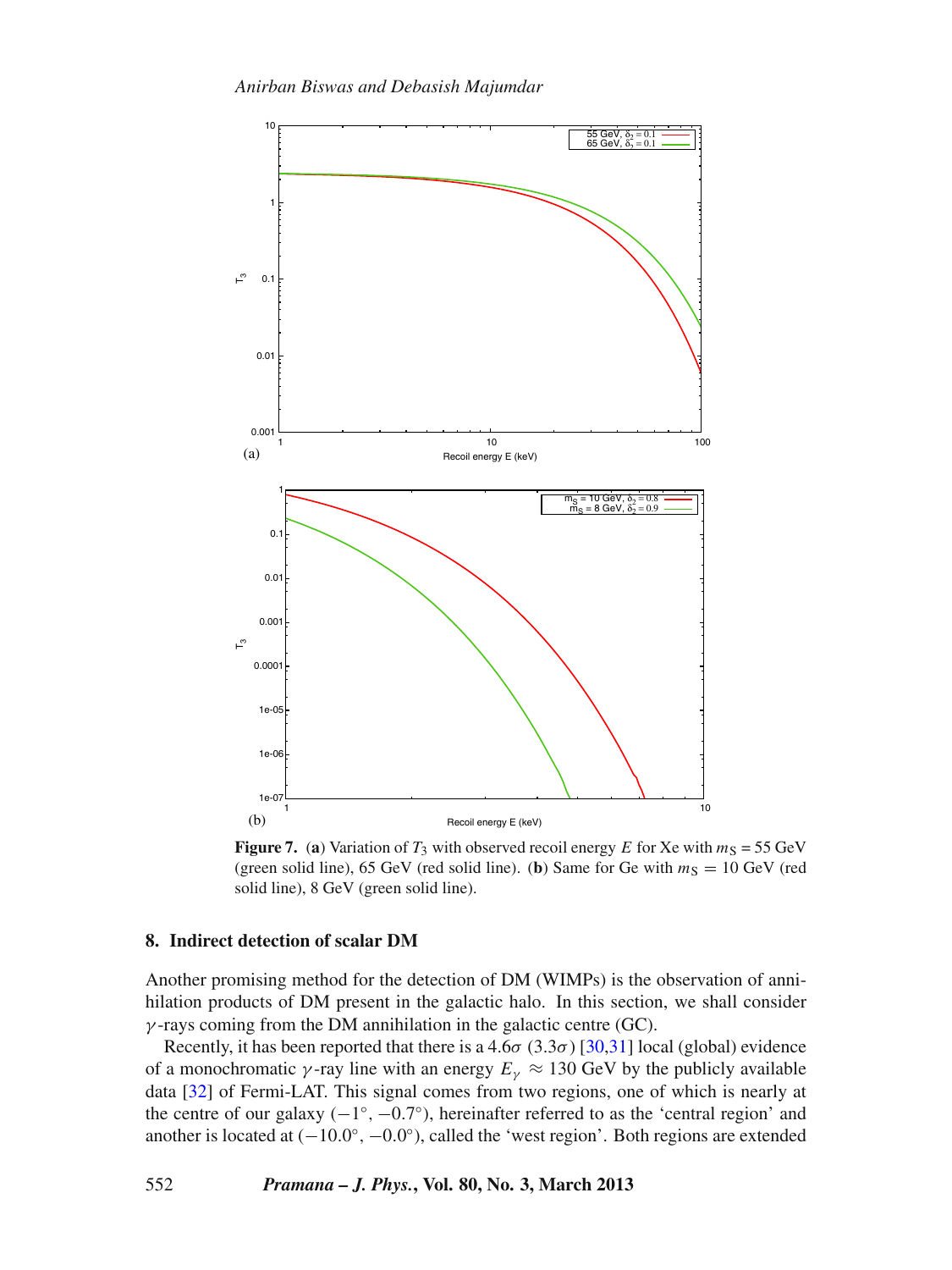**Figure 7.** (**a**) Variation of $T_3$ with observed recoil energy $E$ for Xe with $m_S$ = 55 GeV (green solid line), 65 GeV (red solid line). (**b**) Same for Ge with $m_S = 10$ GeV (red solid line), 8 GeV (green solid line).

## 8. Indirect detection of scalar DM

Another promising method for the detection of DM (WIMPs) is the observation of annihilation products of DM present in the galactic halo. In this section, we shall consider $\gamma$-rays coming from the DM annihilation in the galactic centre (GC).

Recently, it has been reported that there is a $4.6\sigma$ ($3.3\sigma$) [30,31] local (global) evidence of a monochromatic $\gamma$-ray line with an energy $E_\gamma \approx 130$ GeV by the publicly available data [32] of Fermi-LAT. This signal comes from two regions, one of which is nearly at the centre of our galaxy ($-1^\circ$, $-0.7^\circ$), hereinafter referred to as the 'central region' and another is located at ($-10.0^\circ$, $-0.0^\circ$), called the 'west region'. Both regions are extended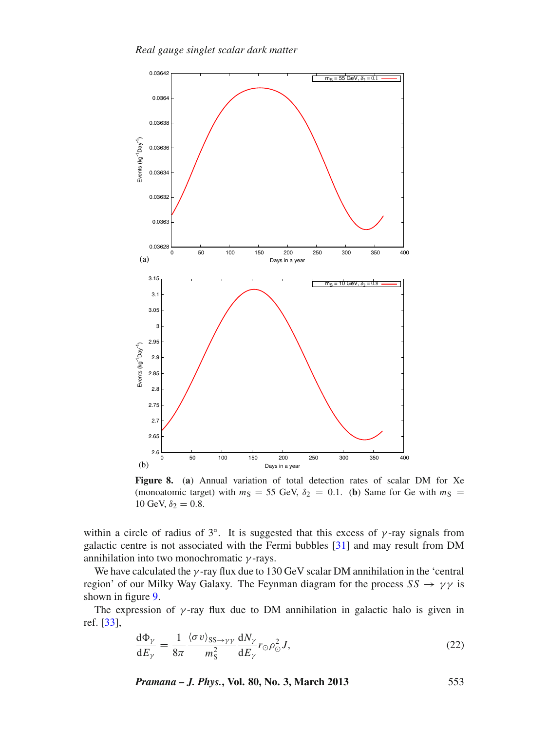**Figure 8.** (**a**) Annual variation of total detection rates of scalar DM for Xe (monoatomic target) with $m_S = 55$ GeV, $\delta_2 = 0.1$. (**b**) Same for Ge with $m_S = 10$ GeV, $\delta_2 = 0.8$.

within a circle of radius of 3°. It is suggested that this excess of $\gamma$-ray signals from galactic centre is not associated with the Fermi bubbles [31] and may result from DM annihilation into two monochromatic $\gamma$-rays.

We have calculated the $\gamma$-ray flux due to 130 GeV scalar DM annihilation in the 'central region' of our Milky Way Galaxy. The Feynman diagram for the process $SS \to \gamma\gamma$ is shown in figure 9.

The expression of $\gamma$-ray flux due to DM annihilation in galactic halo is given in ref. [33],

$$\frac{\mathrm{d}\Phi_\gamma}{\mathrm{d}E_\gamma} = \frac{1}{8\pi} \frac{\langle \sigma v \rangle_{SS \to \gamma\gamma}}{m_S^2} \frac{\mathrm{d}N_\gamma}{\mathrm{d}E_\gamma} r_\odot \rho_\odot^2 J, \tag{22}$$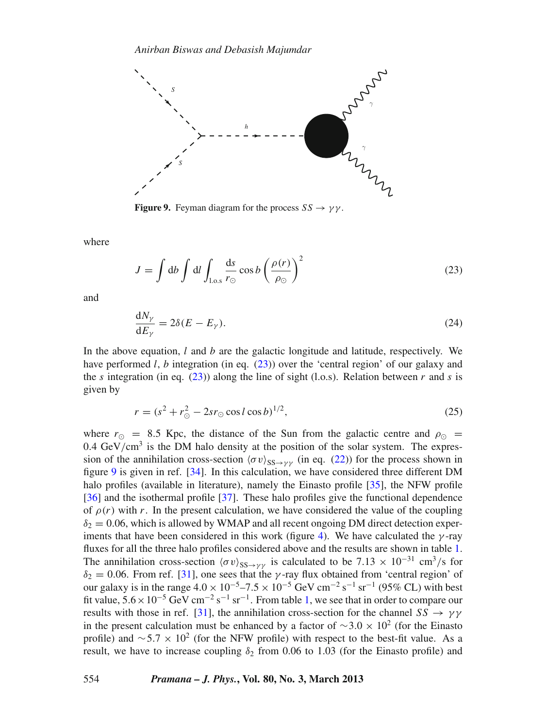**Figure 9.** Feyman diagram for the process $SS \to \gamma\gamma$.

where

$$J = \int \mathrm{d}b \int \mathrm{d}l \int_{\mathrm{l.o.s}} \frac{\mathrm{d}s}{r_\odot} \cos b \left( \frac{\rho(r)}{\rho_\odot} \right)^2 \tag{23}$$

and

$$\frac{\mathrm{d}N_\gamma}{\mathrm{d}E_\gamma} = 2\delta(E - E_\gamma). \tag{24}$$

In the above equation, $l$ and $b$ are the galactic longitude and latitude, respectively. We have performed $l$, $b$ integration (in eq. (23)) over the 'central region' of our galaxy and the $s$ integration (in eq. (23)) along the line of sight (l.o.s). Relation between $r$ and $s$ is given by

$$r = (s^2 + r_\odot^2 - 2sr_\odot \cos l \cos b)^{1/2}, \tag{25}$$

where $r_\odot = 8.5$ Kpc, the distance of the Sun from the galactic centre and $\rho_\odot = 0.4$ GeV/cm$^3$ is the DM halo density at the position of the solar system. The expression of the annihilation cross-section $\langle \sigma v \rangle_{\mathrm{SS} \to \gamma\gamma}$ (in eq. (22)) for the process shown in figure 9 is given in ref. [34]. In this calculation, we have considered three different DM halo profiles (available in literature), namely the Einasto profile [35], the NFW profile [36] and the isothermal profile [37]. These halo profiles give the functional dependence of $\rho(r)$ with $r$. In the present calculation, we have considered the value of the coupling $\delta_2 = 0.06$, which is allowed by WMAP and all recent ongoing DM direct detection experiments that have been considered in this work (figure 4). We have calculated the $\gamma$-ray fluxes for all the three halo profiles considered above and the results are shown in table 1. The annihilation cross-section $\langle \sigma v \rangle_{\mathrm{SS} \to \gamma\gamma}$ is calculated to be $7.13 \times 10^{-31}$ cm$^3$/s for $\delta_2 = 0.06$. From ref. [31], one sees that the $\gamma$-ray flux obtained from 'central region' of our galaxy is in the range $4.0 \times 10^{-5}$–$7.5 \times 10^{-5}$ GeV cm$^{-2}$ s$^{-1}$ sr$^{-1}$ (95% CL) with best fit value, $5.6 \times 10^{-5}$ GeV cm$^{-2}$ s$^{-1}$ sr$^{-1}$. From table 1, we see that in order to compare our results with those in ref. [31], the annihilation cross-section for the channel $SS \to \gamma\gamma$ in the present calculation must be enhanced by a factor of $\sim 3.0 \times 10^2$ (for the Einasto profile) and $\sim 5.7 \times 10^2$ (for the NFW profile) with respect to the best-fit value. As a result, we have to increase coupling $\delta_2$ from 0.06 to 1.03 (for the Einasto profile) and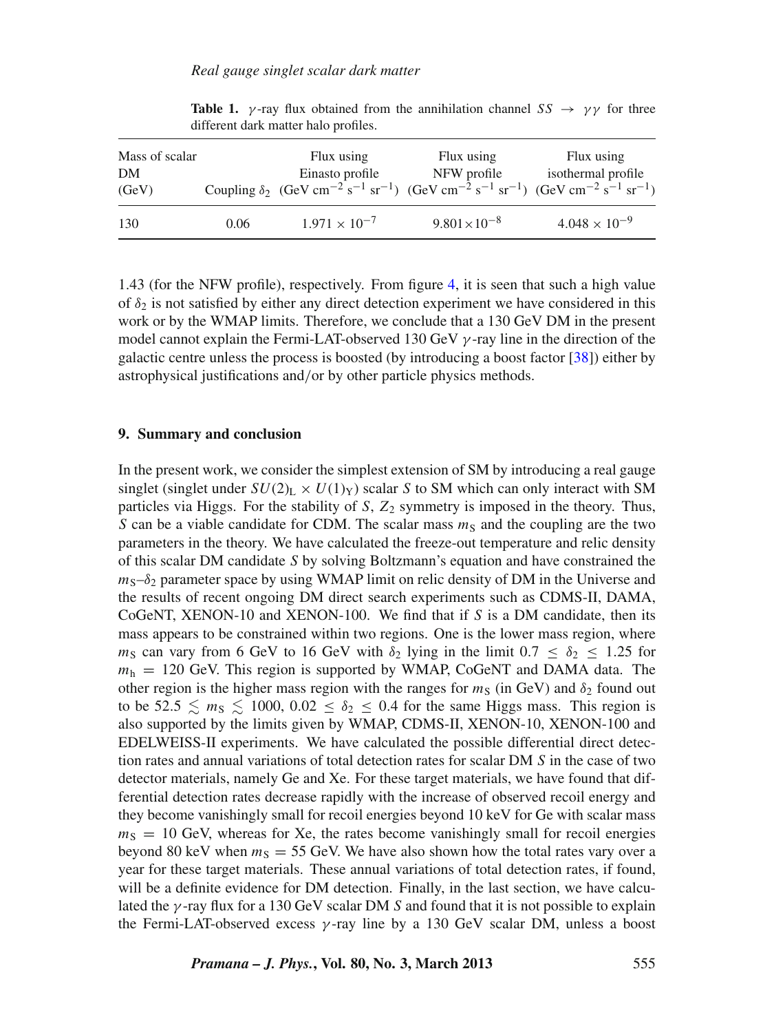**Table 1.** $\gamma$-ray flux obtained from the annihilation channel $SS \rightarrow \gamma\gamma$ for three different dark matter halo profiles.

| Mass of scalar DM (GeV) | Coupling $\delta_2$ | Flux using Einasto profile (GeV cm$^{-2}$ s$^{-1}$ sr$^{-1}$) | Flux using NFW profile (GeV cm$^{-2}$ s$^{-1}$ sr$^{-1}$) | Flux using isothermal profile (GeV cm$^{-2}$ s$^{-1}$ sr$^{-1}$) |
|---|---|---|---|---|
| 130 | 0.06 | $1.971 \times 10^{-7}$ | $9.801\times10^{-8}$ | $4.048 \times 10^{-9}$ |

1.43 (for the NFW profile), respectively. From figure 4, it is seen that such a high value of $\delta_2$ is not satisfied by either any direct detection experiment we have considered in this work or by the WMAP limits. Therefore, we conclude that a 130 GeV DM in the present model cannot explain the Fermi-LAT-observed 130 GeV $\gamma$-ray line in the direction of the galactic centre unless the process is boosted (by introducing a boost factor [38]) either by astrophysical justifications and/or by other particle physics methods.

## 9. Summary and conclusion

In the present work, we consider the simplest extension of SM by introducing a real gauge singlet (singlet under $SU(2)_{\rm L} \times U(1)_{\rm Y}$) scalar $S$ to SM which can only interact with SM particles via Higgs. For the stability of $S$, $Z_2$ symmetry is imposed in the theory. Thus, $S$ can be a viable candidate for CDM. The scalar mass $m_{\rm S}$ and the coupling are the two parameters in the theory. We have calculated the freeze-out temperature and relic density of this scalar DM candidate $S$ by solving Boltzmann's equation and have constrained the $m_{\rm S}$–$\delta_2$ parameter space by using WMAP limit on relic density of DM in the Universe and the results of recent ongoing DM direct search experiments such as CDMS-II, DAMA, CoGeNT, XENON-10 and XENON-100. We find that if $S$ is a DM candidate, then its mass appears to be constrained within two regions. One is the lower mass region, where $m_{\rm S}$ can vary from 6 GeV to 16 GeV with $\delta_2$ lying in the limit $0.7 \leq \delta_2 \leq 1.25$ for $m_{\rm h} = 120$ GeV. This region is supported by WMAP, CoGeNT and DAMA data. The other region is the higher mass region with the ranges for $m_{\rm S}$ (in GeV) and $\delta_2$ found out to be $52.5 \lesssim m_{\rm S} \lesssim 1000$, $0.02 \leq \delta_2 \leq 0.4$ for the same Higgs mass. This region is also supported by the limits given by WMAP, CDMS-II, XENON-10, XENON-100 and EDELWEISS-II experiments. We have calculated the possible differential direct detection rates and annual variations of total detection rates for scalar DM $S$ in the case of two detector materials, namely Ge and Xe. For these target materials, we have found that differential detection rates decrease rapidly with the increase of observed recoil energy and they become vanishingly small for recoil energies beyond 10 keV for Ge with scalar mass $m_{\rm S} = 10$ GeV, whereas for Xe, the rates become vanishingly small for recoil energies beyond 80 keV when $m_{\rm S} = 55$ GeV. We have also shown how the total rates vary over a year for these target materials. These annual variations of total detection rates, if found, will be a definite evidence for DM detection. Finally, in the last section, we have calculated the $\gamma$-ray flux for a 130 GeV scalar DM $S$ and found that it is not possible to explain the Fermi-LAT-observed excess $\gamma$-ray line by a 130 GeV scalar DM, unless a boost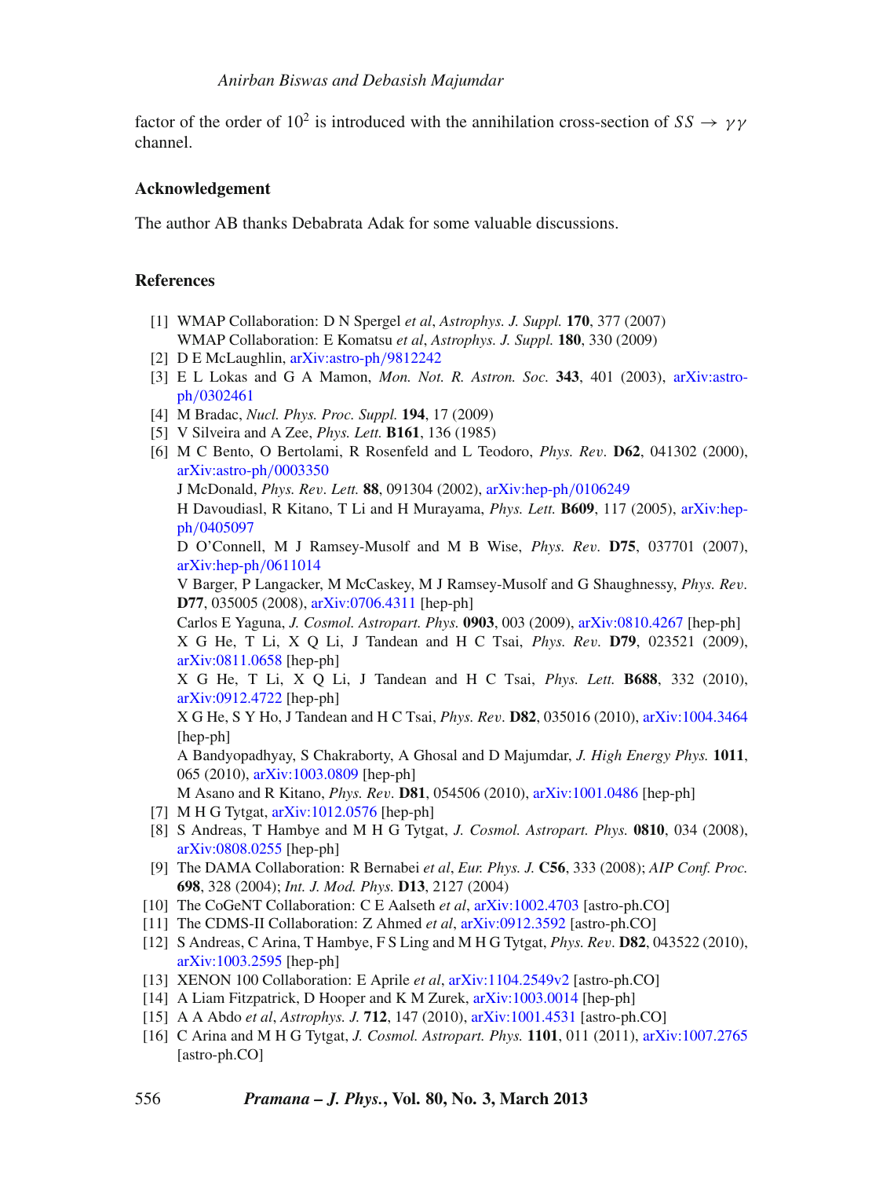factor of the order of $10^2$ is introduced with the annihilation cross-section of $SS \rightarrow \gamma\gamma$ channel.

### Acknowledgement

The author AB thanks Debabrata Adak for some valuable discussions.

### References

[1] WMAP Collaboration: D N Spergel *et al*, *Astrophys. J. Suppl.* **170**, 377 (2007)
WMAP Collaboration: E Komatsu *et al*, *Astrophys. J. Suppl.* **180**, 330 (2009)

[2] D E McLaughlin, arXiv:astro-ph/9812242

[3] E L Lokas and G A Mamon, *Mon. Not. R. Astron. Soc.* **343**, 401 (2003), arXiv:astro-ph/0302461

[4] M Bradac, *Nucl. Phys. Proc. Suppl.* **194**, 17 (2009)

[5] V Silveira and A Zee, *Phys. Lett.* **B161**, 136 (1985)

[6] M C Bento, O Bertolami, R Rosenfeld and L Teodoro, *Phys. Rev.* **D62**, 041302 (2000), arXiv:astro-ph/0003350
J McDonald, *Phys. Rev. Lett.* **88**, 091304 (2002), arXiv:hep-ph/0106249
H Davoudiasl, R Kitano, T Li and H Murayama, *Phys. Lett.* **B609**, 117 (2005), arXiv:hep-ph/0405097
D O'Connell, M J Ramsey-Musolf and M B Wise, *Phys. Rev.* **D75**, 037701 (2007), arXiv:hep-ph/0611014
V Barger, P Langacker, M McCaskey, M J Ramsey-Musolf and G Shaughnessy, *Phys. Rev.* **D77**, 035005 (2008), arXiv:0706.4311 [hep-ph]
Carlos E Yaguna, *J. Cosmol. Astropart. Phys.* **0903**, 003 (2009), arXiv:0810.4267 [hep-ph]
X G He, T Li, X Q Li, J Tandean and H C Tsai, *Phys. Rev.* **D79**, 023521 (2009), arXiv:0811.0658 [hep-ph]
X G He, T Li, X Q Li, J Tandean and H C Tsai, *Phys. Lett.* **B688**, 332 (2010), arXiv:0912.4722 [hep-ph]
X G He, S Y Ho, J Tandean and H C Tsai, *Phys. Rev.* **D82**, 035016 (2010), arXiv:1004.3464 [hep-ph]
A Bandyopadhyay, S Chakraborty, A Ghosal and D Majumdar, *J. High Energy Phys.* **1011**, 065 (2010), arXiv:1003.0809 [hep-ph]
M Asano and R Kitano, *Phys. Rev.* **D81**, 054506 (2010), arXiv:1001.0486 [hep-ph]

[7] M H G Tytgat, arXiv:1012.0576 [hep-ph]

[8] S Andreas, T Hambye and M H G Tytgat, *J. Cosmol. Astropart. Phys.* **0810**, 034 (2008), arXiv:0808.0255 [hep-ph]

[9] The DAMA Collaboration: R Bernabei *et al*, *Eur. Phys. J.* **C56**, 333 (2008); *AIP Conf. Proc.* **698**, 328 (2004); *Int. J. Mod. Phys.* **D13**, 2127 (2004)

[10] The CoGeNT Collaboration: C E Aalseth *et al*, arXiv:1002.4703 [astro-ph.CO]

[11] The CDMS-II Collaboration: Z Ahmed *et al*, arXiv:0912.3592 [astro-ph.CO]

[12] S Andreas, C Arina, T Hambye, F S Ling and M H G Tytgat, *Phys. Rev.* **D82**, 043522 (2010), arXiv:1003.2595 [hep-ph]

[13] XENON 100 Collaboration: E Aprile *et al*, arXiv:1104.2549v2 [astro-ph.CO]

[14] A Liam Fitzpatrick, D Hooper and K M Zurek, arXiv:1003.0014 [hep-ph]

[15] A A Abdo *et al*, *Astrophys. J.* **712**, 147 (2010), arXiv:1001.4531 [astro-ph.CO]

[16] C Arina and M H G Tytgat, *J. Cosmol. Astropart. Phys.* **1101**, 011 (2011), arXiv:1007.2765 [astro-ph.CO]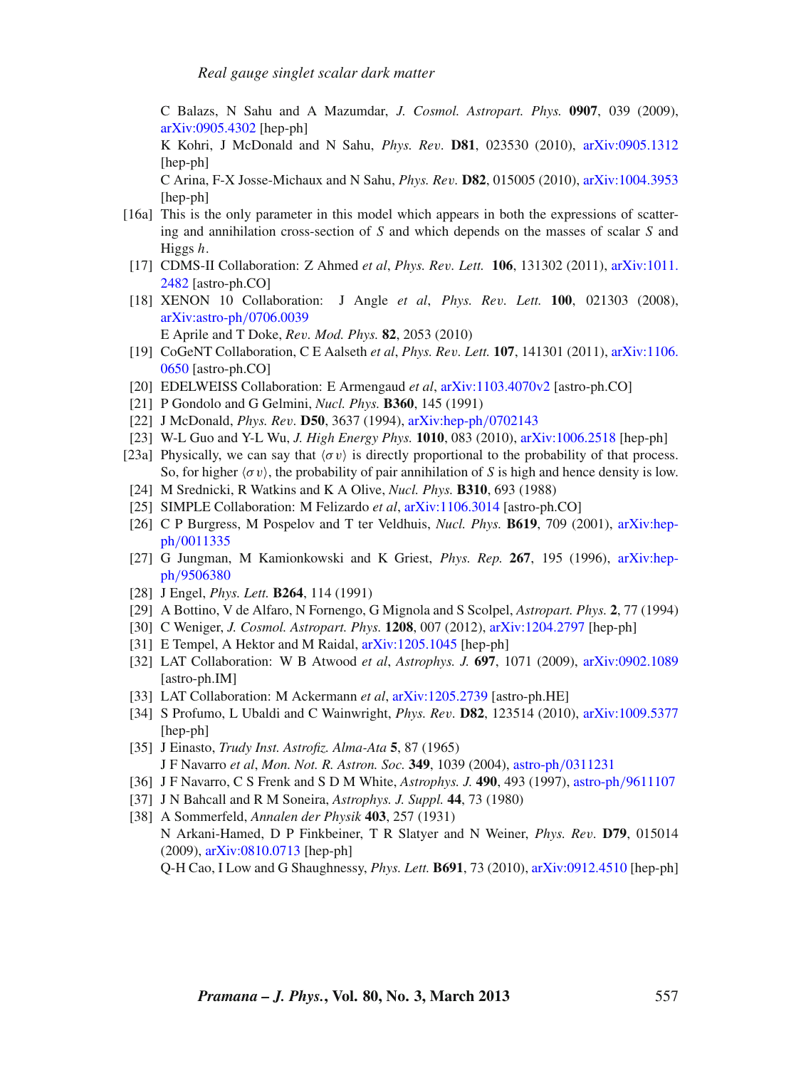C Balazs, N Sahu and A Mazumdar, *J. Cosmol. Astropart. Phys.* **0907**, 039 (2009), arXiv:0905.4302 [hep-ph]

K Kohri, J McDonald and N Sahu, *Phys. Rev.* **D81**, 023530 (2010), arXiv:0905.1312 [hep-ph]

C Arina, F-X Josse-Michaux and N Sahu, *Phys. Rev.* **D82**, 015005 (2010), arXiv:1004.3953 [hep-ph]

[16a] This is the only parameter in this model which appears in both the expressions of scattering and annihilation cross-section of $S$ and which depends on the masses of scalar $S$ and Higgs $h$.

[17] CDMS-II Collaboration: Z Ahmed *et al*, *Phys. Rev. Lett.* **106**, 131302 (2011), arXiv:1011.2482 [astro-ph.CO]

[18] XENON 10 Collaboration: J Angle *et al*, *Phys. Rev. Lett.* **100**, 021303 (2008), arXiv:astro-ph/0706.0039

E Aprile and T Doke, *Rev. Mod. Phys.* **82**, 2053 (2010)

[19] CoGeNT Collaboration, C E Aalseth *et al*, *Phys. Rev. Lett.* **107**, 141301 (2011), arXiv:1106.0650 [astro-ph.CO]

[20] EDELWEISS Collaboration: E Armengaud *et al*, arXiv:1103.4070v2 [astro-ph.CO]

[21] P Gondolo and G Gelmini, *Nucl. Phys.* **B360**, 145 (1991)

[22] J McDonald, *Phys. Rev.* **D50**, 3637 (1994), arXiv:hep-ph/0702143

[23] W-L Guo and Y-L Wu, *J. High Energy Phys.* **1010**, 083 (2010), arXiv:1006.2518 [hep-ph]

[23a] Physically, we can say that $\langle \sigma v \rangle$ is directly proportional to the probability of that process. So, for higher $\langle \sigma v \rangle$, the probability of pair annihilation of $S$ is high and hence density is low.

[24] M Srednicki, R Watkins and K A Olive, *Nucl. Phys.* **B310**, 693 (1988)

[25] SIMPLE Collaboration: M Felizardo *et al*, arXiv:1106.3014 [astro-ph.CO]

[26] C P Burgress, M Pospelov and T ter Veldhuis, *Nucl. Phys.* **B619**, 709 (2001), arXiv:hep-ph/0011335

[27] G Jungman, M Kamionkowski and K Griest, *Phys. Rep.* **267**, 195 (1996), arXiv:hep-ph/9506380

[28] J Engel, *Phys. Lett.* **B264**, 114 (1991)

[29] A Bottino, V de Alfaro, N Fornengo, G Mignola and S Scolpel, *Astropart. Phys.* **2**, 77 (1994)

[30] C Weniger, *J. Cosmol. Astropart. Phys.* **1208**, 007 (2012), arXiv:1204.2797 [hep-ph]

[31] E Tempel, A Hektor and M Raidal, arXiv:1205.1045 [hep-ph]

[32] LAT Collaboration: W B Atwood *et al*, *Astrophys. J.* **697**, 1071 (2009), arXiv:0902.1089 [astro-ph.IM]

[33] LAT Collaboration: M Ackermann *et al*, arXiv:1205.2739 [astro-ph.HE]

[34] S Profumo, L Ubaldi and C Wainwright, *Phys. Rev.* **D82**, 123514 (2010), arXiv:1009.5377 [hep-ph]

[35] J Einasto, *Trudy Inst. Astrofiz. Alma-Ata* **5**, 87 (1965)

J F Navarro *et al*, *Mon. Not. R. Astron. Soc.* **349**, 1039 (2004), astro-ph/0311231

[36] J F Navarro, C S Frenk and S D M White, *Astrophys. J.* **490**, 493 (1997), astro-ph/9611107

[37] J N Bahcall and R M Soneira, *Astrophys. J. Suppl.* **44**, 73 (1980)

[38] A Sommerfeld, *Annalen der Physik* **403**, 257 (1931)

N Arkani-Hamed, D P Finkbeiner, T R Slatyer and N Weiner, *Phys. Rev.* **D79**, 015014 (2009), arXiv:0810.0713 [hep-ph]

Q-H Cao, I Low and G Shaughnessy, *Phys. Lett.* **B691**, 73 (2010), arXiv:0912.4510 [hep-ph]